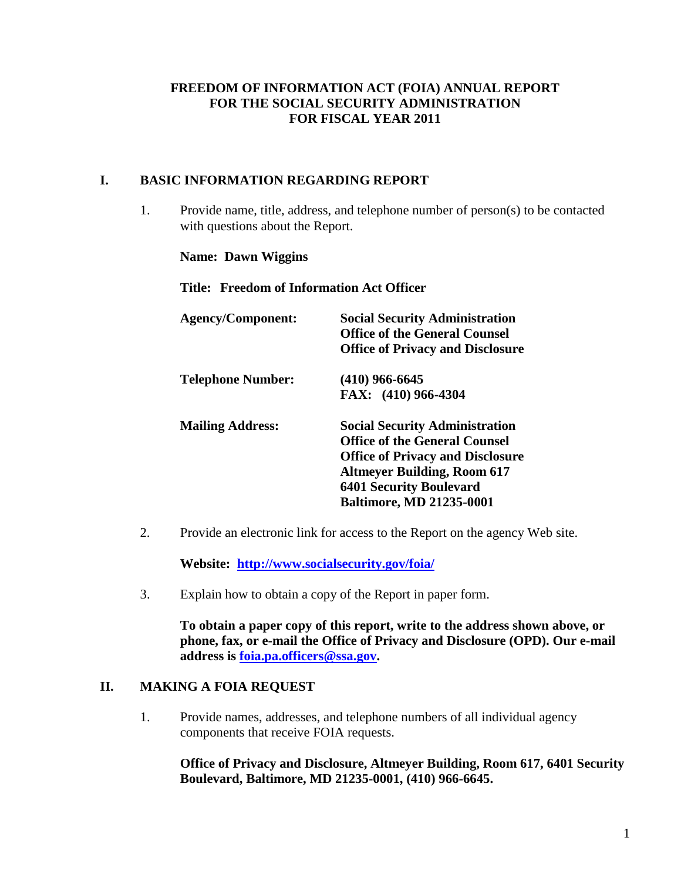# FREEDOM OF INFORMATION ACT (FOIA) ANNUAL REPORT FOR THE SOCIAL SECURITY ADMINISTRATION FOR FISCAL YEAR 2011

## I. BASIC INFORMATION REGARDING REPORT

1. Provide name, title, address, and telephone number of person(s) to be contacted with questions about the Report.

   **Name: Dawn Wiggins**

   **Title: Freedom of Information Act Officer**

   | | |
   |---|---|
   | **Agency/Component:** | **Social Security Administration**<br>**Office of the General Counsel**<br>**Office of Privacy and Disclosure** |
   | **Telephone Number:** | **(410) 966-6645**<br>**FAX: (410) 966-4304** |
   | **Mailing Address:** | **Social Security Administration**<br>**Office of the General Counsel**<br>**Office of Privacy and Disclosure**<br>**Altmeyer Building, Room 617**<br>**6401 Security Boulevard**<br>**Baltimore, MD 21235-0001** |

2. Provide an electronic link for access to the Report on the agency Web site.

   **Website: [http://www.socialsecurity.gov/foia/](http://www.socialsecurity.gov/foia/)**

3. Explain how to obtain a copy of the Report in paper form.

   **To obtain a paper copy of this report, write to the address shown above, or phone, fax, or e-mail the Office of Privacy and Disclosure (OPD). Our e-mail address is [foia.pa.officers@ssa.gov](mailto:foia.pa.officers@ssa.gov).**

## II. MAKING A FOIA REQUEST

1. Provide names, addresses, and telephone numbers of all individual agency components that receive FOIA requests.

   **Office of Privacy and Disclosure, Altmeyer Building, Room 617, 6401 Security Boulevard, Baltimore, MD 21235-0001, (410) 966-6645.**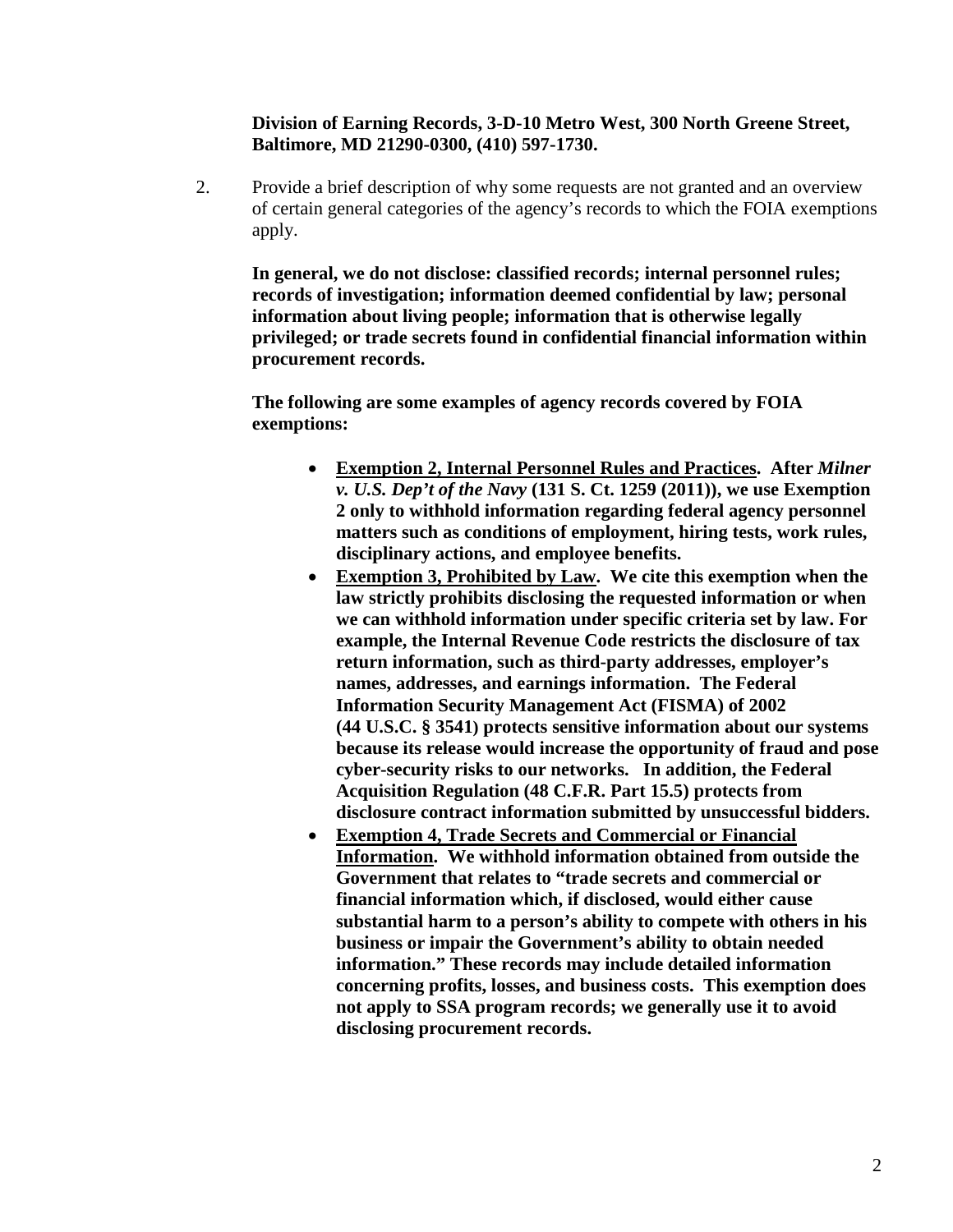**Division of Earning Records, 3-D-10 Metro West, 300 North Greene Street, Baltimore, MD 21290-0300, (410) 597-1730.**

2. Provide a brief description of why some requests are not granted and an overview of certain general categories of the agency's records to which the FOIA exemptions apply.

   **In general, we do not disclose: classified records; internal personnel rules; records of investigation; information deemed confidential by law; personal information about living people; information that is otherwise legally privileged; or trade secrets found in confidential financial information within procurement records.**

   **The following are some examples of agency records covered by FOIA exemptions:**

   - **<u>Exemption 2, Internal Personnel Rules and Practices</u>. After *Milner v. U.S. Dep't of the Navy* (131 S. Ct. 1259 (2011)), we use Exemption 2 only to withhold information regarding federal agency personnel matters such as conditions of employment, hiring tests, work rules, disciplinary actions, and employee benefits.**
   - **<u>Exemption 3, Prohibited by Law</u>. We cite this exemption when the law strictly prohibits disclosing the requested information or when we can withhold information under specific criteria set by law. For example, the Internal Revenue Code restricts the disclosure of tax return information, such as third-party addresses, employer's names, addresses, and earnings information. The Federal Information Security Management Act (FISMA) of 2002 (44 U.S.C. § 3541) protects sensitive information about our systems because its release would increase the opportunity of fraud and pose cyber-security risks to our networks. In addition, the Federal Acquisition Regulation (48 C.F.R. Part 15.5) protects from disclosure contract information submitted by unsuccessful bidders.**
   - **<u>Exemption 4, Trade Secrets and Commercial or Financial Information</u>. We withhold information obtained from outside the Government that relates to "trade secrets and commercial or financial information which, if disclosed, would either cause substantial harm to a person's ability to compete with others in his business or impair the Government's ability to obtain needed information." These records may include detailed information concerning profits, losses, and business costs. This exemption does not apply to SSA program records; we generally use it to avoid disclosing procurement records.**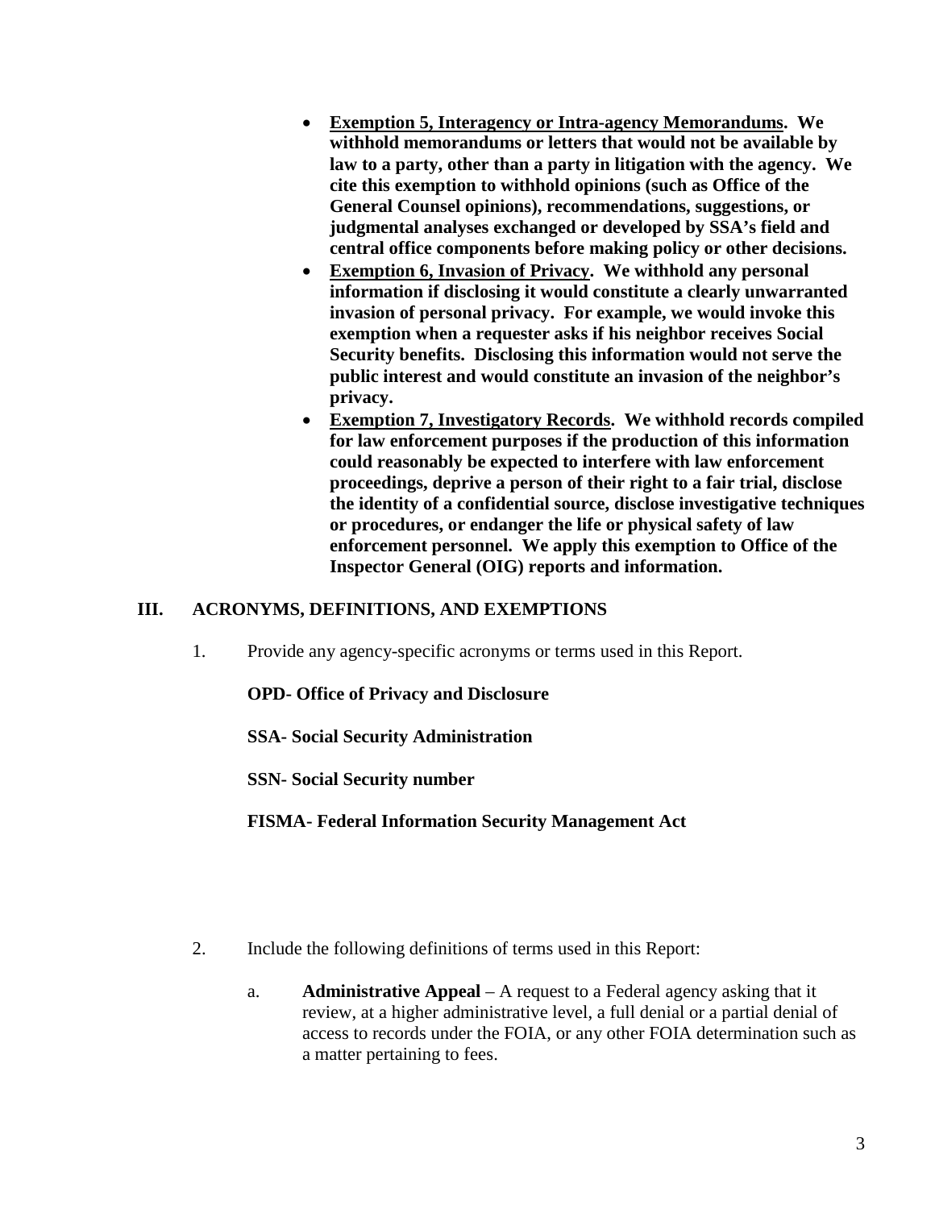- **Exemption 5, Interagency or Intra-agency Memorandums. We withhold memorandums or letters that would not be available by law to a party, other than a party in litigation with the agency. We cite this exemption to withhold opinions (such as Office of the General Counsel opinions), recommendations, suggestions, or judgmental analyses exchanged or developed by SSA's field and central office components before making policy or other decisions.**
- **Exemption 6, Invasion of Privacy. We withhold any personal information if disclosing it would constitute a clearly unwarranted invasion of personal privacy. For example, we would invoke this exemption when a requester asks if his neighbor receives Social Security benefits. Disclosing this information would not serve the public interest and would constitute an invasion of the neighbor's privacy.**
- **Exemption 7, Investigatory Records. We withhold records compiled for law enforcement purposes if the production of this information could reasonably be expected to interfere with law enforcement proceedings, deprive a person of their right to a fair trial, disclose the identity of a confidential source, disclose investigative techniques or procedures, or endanger the life or physical safety of law enforcement personnel. We apply this exemption to Office of the Inspector General (OIG) reports and information.**

## III. ACRONYMS, DEFINITIONS, AND EXEMPTIONS

1. Provide any agency-specific acronyms or terms used in this Report.

   **OPD- Office of Privacy and Disclosure**

   **SSA- Social Security Administration**

   **SSN- Social Security number**

   **FISMA- Federal Information Security Management Act**

2. Include the following definitions of terms used in this Report:

   a. **Administrative Appeal** – A request to a Federal agency asking that it review, at a higher administrative level, a full denial or a partial denial of access to records under the FOIA, or any other FOIA determination such as a matter pertaining to fees.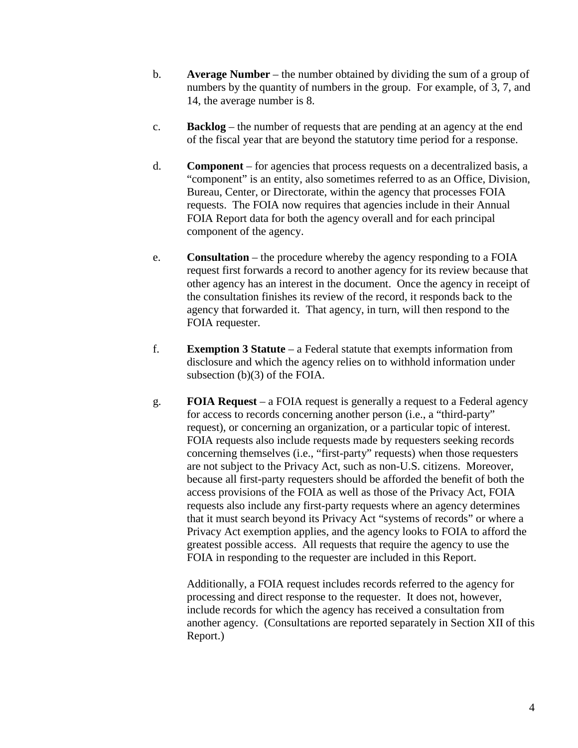b. **Average Number** – the number obtained by dividing the sum of a group of numbers by the quantity of numbers in the group. For example, of 3, 7, and 14, the average number is 8.

c. **Backlog** – the number of requests that are pending at an agency at the end of the fiscal year that are beyond the statutory time period for a response.

d. **Component** – for agencies that process requests on a decentralized basis, a "component" is an entity, also sometimes referred to as an Office, Division, Bureau, Center, or Directorate, within the agency that processes FOIA requests. The FOIA now requires that agencies include in their Annual FOIA Report data for both the agency overall and for each principal component of the agency.

e. **Consultation** – the procedure whereby the agency responding to a FOIA request first forwards a record to another agency for its review because that other agency has an interest in the document. Once the agency in receipt of the consultation finishes its review of the record, it responds back to the agency that forwarded it. That agency, in turn, will then respond to the FOIA requester.

f. **Exemption 3 Statute** – a Federal statute that exempts information from disclosure and which the agency relies on to withhold information under subsection (b)(3) of the FOIA.

g. **FOIA Request** – a FOIA request is generally a request to a Federal agency for access to records concerning another person (i.e., a "third-party" request), or concerning an organization, or a particular topic of interest. FOIA requests also include requests made by requesters seeking records concerning themselves (i.e., "first-party" requests) when those requesters are not subject to the Privacy Act, such as non-U.S. citizens. Moreover, because all first-party requesters should be afforded the benefit of both the access provisions of the FOIA as well as those of the Privacy Act, FOIA requests also include any first-party requests where an agency determines that it must search beyond its Privacy Act "systems of records" or where a Privacy Act exemption applies, and the agency looks to FOIA to afford the greatest possible access. All requests that require the agency to use the FOIA in responding to the requester are included in this Report.

   Additionally, a FOIA request includes records referred to the agency for processing and direct response to the requester. It does not, however, include records for which the agency has received a consultation from another agency. (Consultations are reported separately in Section XII of this Report.)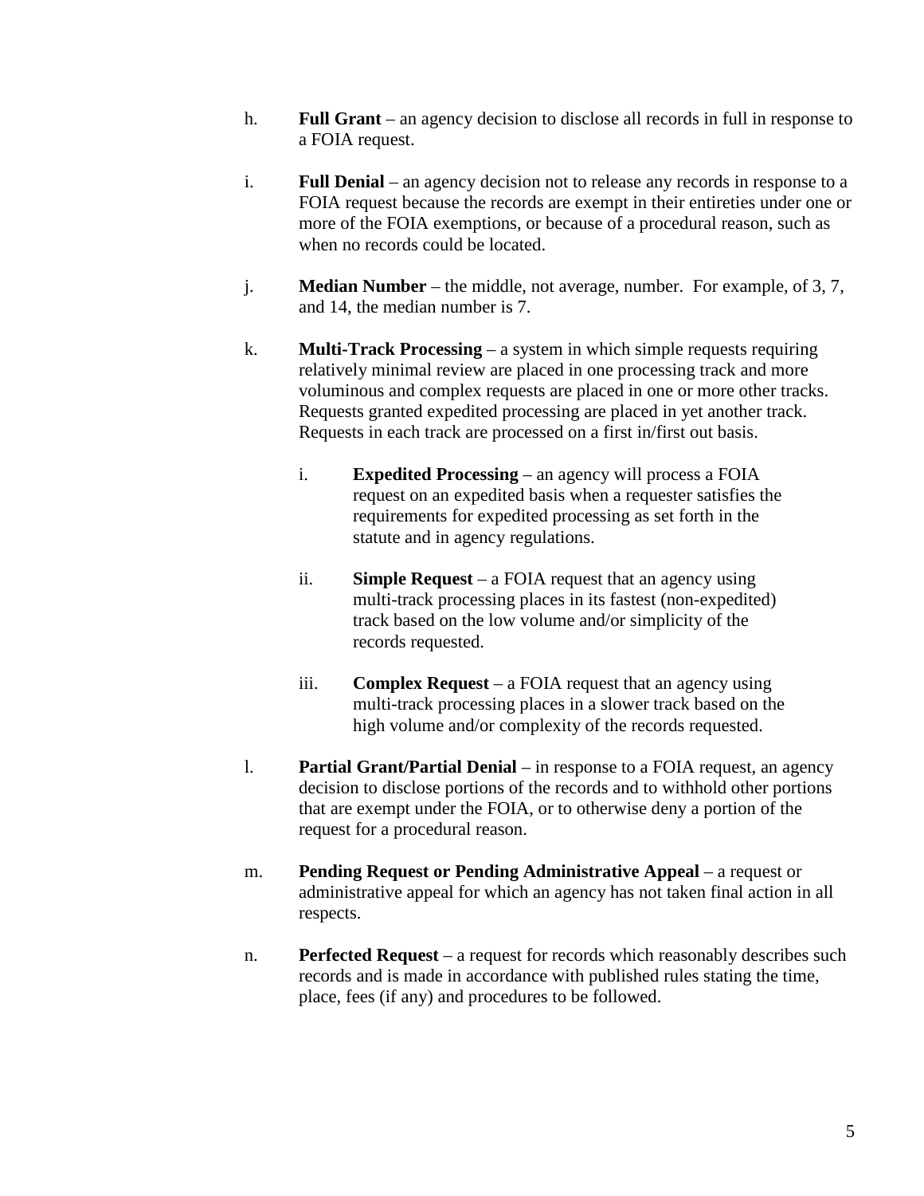h. **Full Grant** – an agency decision to disclose all records in full in response to a FOIA request.

i. **Full Denial** – an agency decision not to release any records in response to a FOIA request because the records are exempt in their entireties under one or more of the FOIA exemptions, or because of a procedural reason, such as when no records could be located.

j. **Median Number** – the middle, not average, number. For example, of 3, 7, and 14, the median number is 7.

k. **Multi-Track Processing** – a system in which simple requests requiring relatively minimal review are placed in one processing track and more voluminous and complex requests are placed in one or more other tracks. Requests granted expedited processing are placed in yet another track. Requests in each track are processed on a first in/first out basis.

   i. **Expedited Processing** – an agency will process a FOIA request on an expedited basis when a requester satisfies the requirements for expedited processing as set forth in the statute and in agency regulations.

   ii. **Simple Request** – a FOIA request that an agency using multi-track processing places in its fastest (non-expedited) track based on the low volume and/or simplicity of the records requested.

   iii. **Complex Request** – a FOIA request that an agency using multi-track processing places in a slower track based on the high volume and/or complexity of the records requested.

l. **Partial Grant/Partial Denial** – in response to a FOIA request, an agency decision to disclose portions of the records and to withhold other portions that are exempt under the FOIA, or to otherwise deny a portion of the request for a procedural reason.

m. **Pending Request or Pending Administrative Appeal** – a request or administrative appeal for which an agency has not taken final action in all respects.

n. **Perfected Request** – a request for records which reasonably describes such records and is made in accordance with published rules stating the time, place, fees (if any) and procedures to be followed.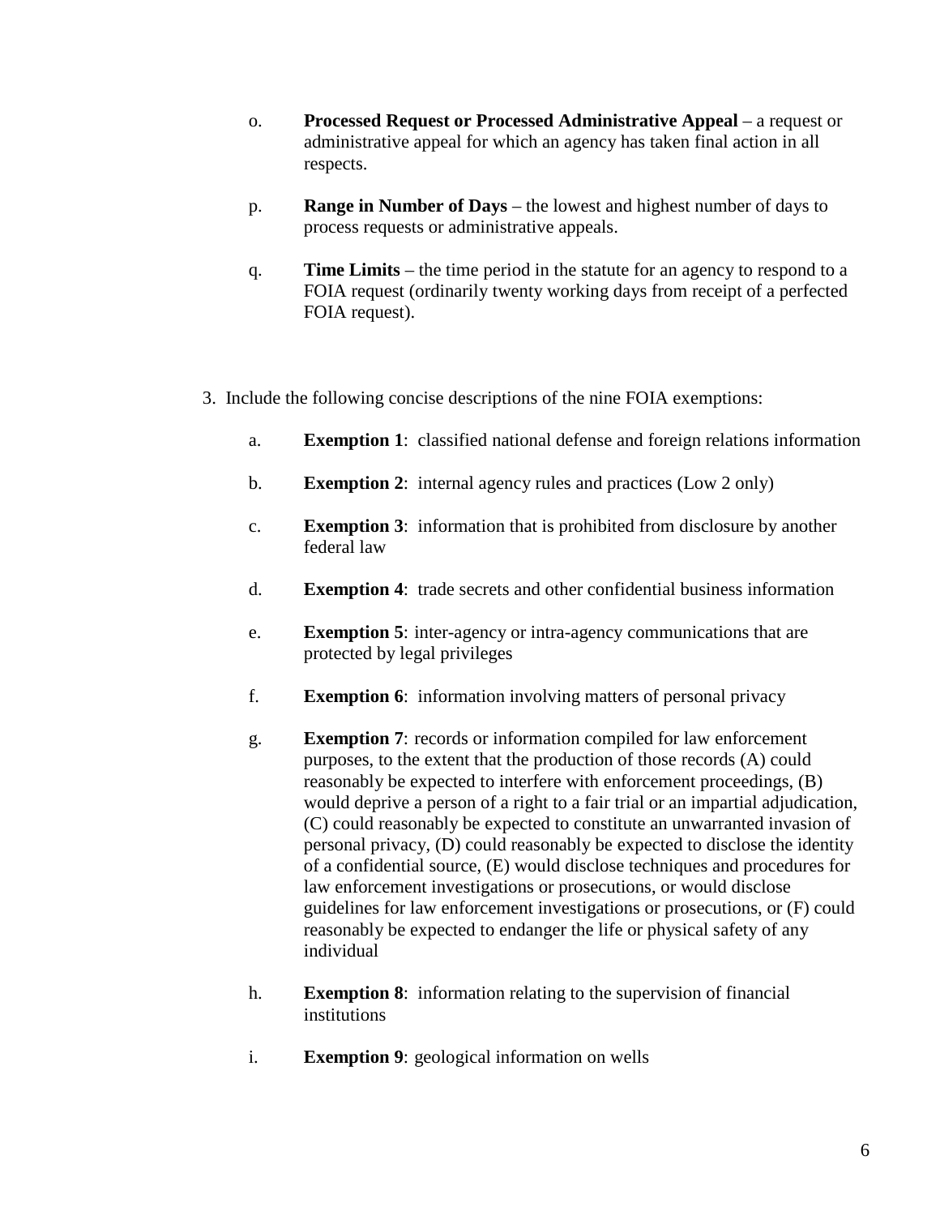o. **Processed Request or Processed Administrative Appeal** – a request or administrative appeal for which an agency has taken final action in all respects.

p. **Range in Number of Days** – the lowest and highest number of days to process requests or administrative appeals.

q. **Time Limits** – the time period in the statute for an agency to respond to a FOIA request (ordinarily twenty working days from receipt of a perfected FOIA request).

3. Include the following concise descriptions of the nine FOIA exemptions:

a. **Exemption 1**: classified national defense and foreign relations information

b. **Exemption 2**: internal agency rules and practices (Low 2 only)

c. **Exemption 3**: information that is prohibited from disclosure by another federal law

d. **Exemption 4**: trade secrets and other confidential business information

e. **Exemption 5**: inter-agency or intra-agency communications that are protected by legal privileges

f. **Exemption 6**: information involving matters of personal privacy

g. **Exemption 7**: records or information compiled for law enforcement purposes, to the extent that the production of those records (A) could reasonably be expected to interfere with enforcement proceedings, (B) would deprive a person of a right to a fair trial or an impartial adjudication, (C) could reasonably be expected to constitute an unwarranted invasion of personal privacy, (D) could reasonably be expected to disclose the identity of a confidential source, (E) would disclose techniques and procedures for law enforcement investigations or prosecutions, or would disclose guidelines for law enforcement investigations or prosecutions, or (F) could reasonably be expected to endanger the life or physical safety of any individual

h. **Exemption 8**: information relating to the supervision of financial institutions

i. **Exemption 9**: geological information on wells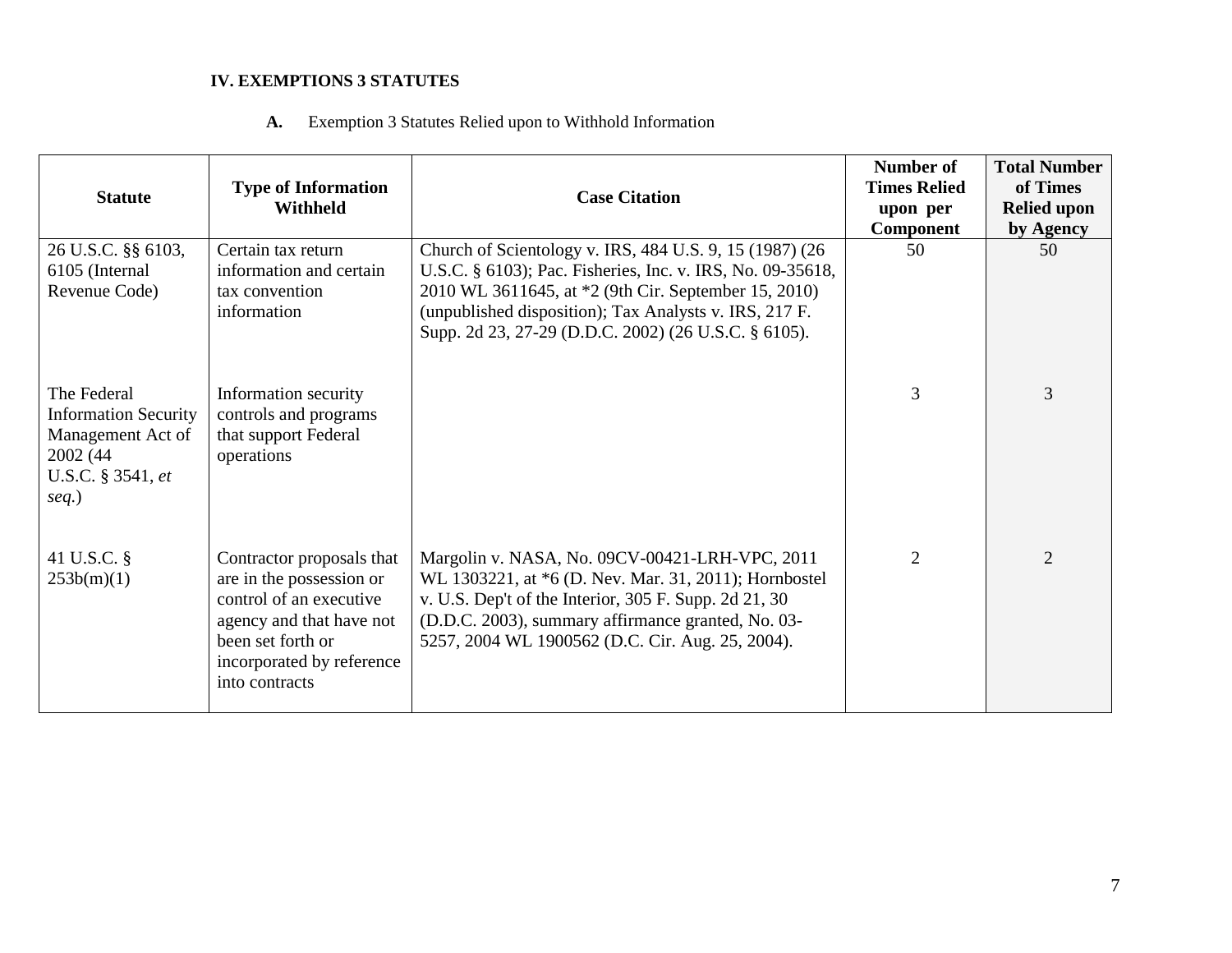## IV. EXEMPTIONS 3 STATUTES

**A.** Exemption 3 Statutes Relied upon to Withhold Information

| Statute | Type of Information Withheld | Case Citation | Number of Times Relied upon per Component | Total Number of Times Relied upon by Agency |
|---|---|---|---|---|
| 26 U.S.C. §§ 6103, 6105 (Internal Revenue Code) | Certain tax return information and certain tax convention information | Church of Scientology v. IRS, 484 U.S. 9, 15 (1987) (26 U.S.C. § 6103); Pac. Fisheries, Inc. v. IRS, No. 09-35618, 2010 WL 3611645, at *2 (9th Cir. September 15, 2010) (unpublished disposition); Tax Analysts v. IRS, 217 F. Supp. 2d 23, 27-29 (D.D.C. 2002) (26 U.S.C. § 6105). | 50 | 50 |
| The Federal Information Security Management Act of 2002 (44 U.S.C. § 3541, *et seq.*) | Information security controls and programs that support Federal operations | | 3 | 3 |
| 41 U.S.C. § 253b(m)(1) | Contractor proposals that are in the possession or control of an executive agency and that have not been set forth or incorporated by reference into contracts | Margolin v. NASA, No. 09CV-00421-LRH-VPC, 2011 WL 1303221, at *6 (D. Nev. Mar. 31, 2011); Hornbostel v. U.S. Dep't of the Interior, 305 F. Supp. 2d 21, 30 (D.D.C. 2003), summary affirmance granted, No. 03-5257, 2004 WL 1900562 (D.C. Cir. Aug. 25, 2004). | 2 | 2 |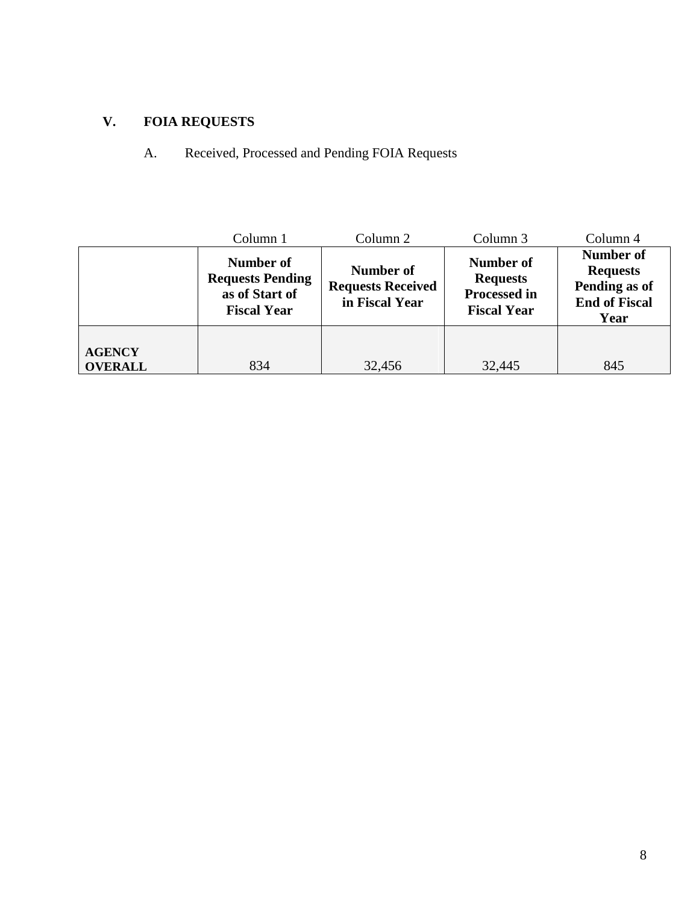## V. FOIA REQUESTS

### A. Received, Processed and Pending FOIA Requests

| | Column 1 | Column 2 | Column 3 | Column 4 |
|---|---|---|---|---|
| | **Number of Requests Pending as of Start of Fiscal Year** | **Number of Requests Received in Fiscal Year** | **Number of Requests Processed in Fiscal Year** | **Number of Requests Pending as of End of Fiscal Year** |
| **AGENCY OVERALL** | 834 | 32,456 | 32,445 | 845 |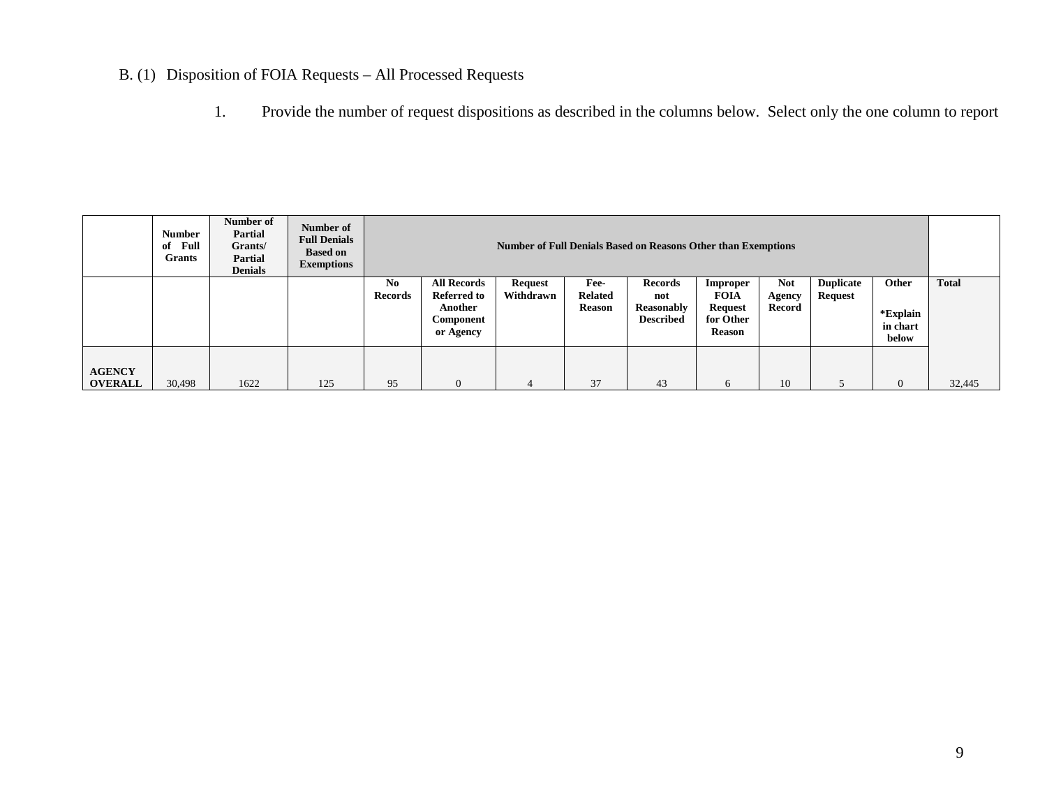B. (1) Disposition of FOIA Requests – All Processed Requests

1. Provide the number of request dispositions as described in the columns below. Select only the one column to report

| | Number of Full Grants | Number of Partial Grants/ Partial Denials | Number of Full Denials Based on Exemptions | Number of Full Denials Based on Reasons Other than Exemptions | | | | | | | | | |
|---|---|---|---|---|---|---|---|---|---|---|---|---|---|
| | | | | No Records | All Records Referred to Another Component or Agency | Request Withdrawn | Fee-Related Reason | Records not Reasonably Described | Improper FOIA Request for Other Reason | Not Agency Record | Duplicate Request | Other *Explain in chart below | Total |
| **AGENCY OVERALL** | 30,498 | 1622 | 125 | 95 | 0 | 4 | 37 | 43 | 6 | 10 | 5 | 0 | 32,445 |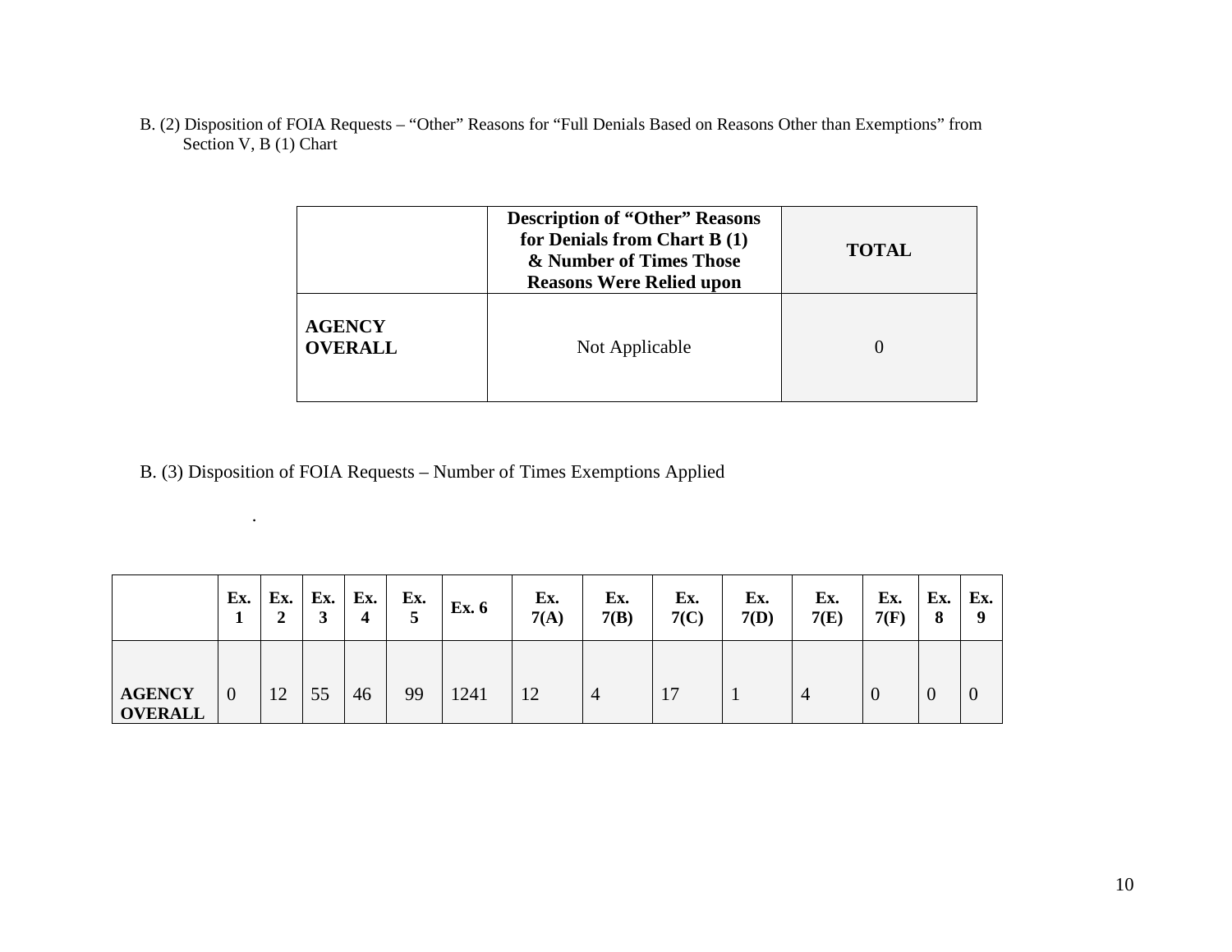B. (2) Disposition of FOIA Requests – "Other" Reasons for "Full Denials Based on Reasons Other than Exemptions" from Section V, B (1) Chart

| | Description of "Other" Reasons for Denials from Chart B (1) & Number of Times Those Reasons Were Relied upon | TOTAL |
|---|---|---|
| **AGENCY OVERALL** | Not Applicable | 0 |

B. (3) Disposition of FOIA Requests – Number of Times Exemptions Applied

.

| | Ex. 1 | Ex. 2 | Ex. 3 | Ex. 4 | Ex. 5 | Ex. 6 | Ex. 7(A) | Ex. 7(B) | Ex. 7(C) | Ex. 7(D) | Ex. 7(E) | Ex. 7(F) | Ex. 8 | Ex. 9 |
|---|---|---|---|---|---|---|---|---|---|---|---|---|---|---|
| **AGENCY OVERALL** | 0 | 12 | 55 | 46 | 99 | 1241 | 12 | 4 | 17 | 1 | 4 | 0 | 0 | 0 |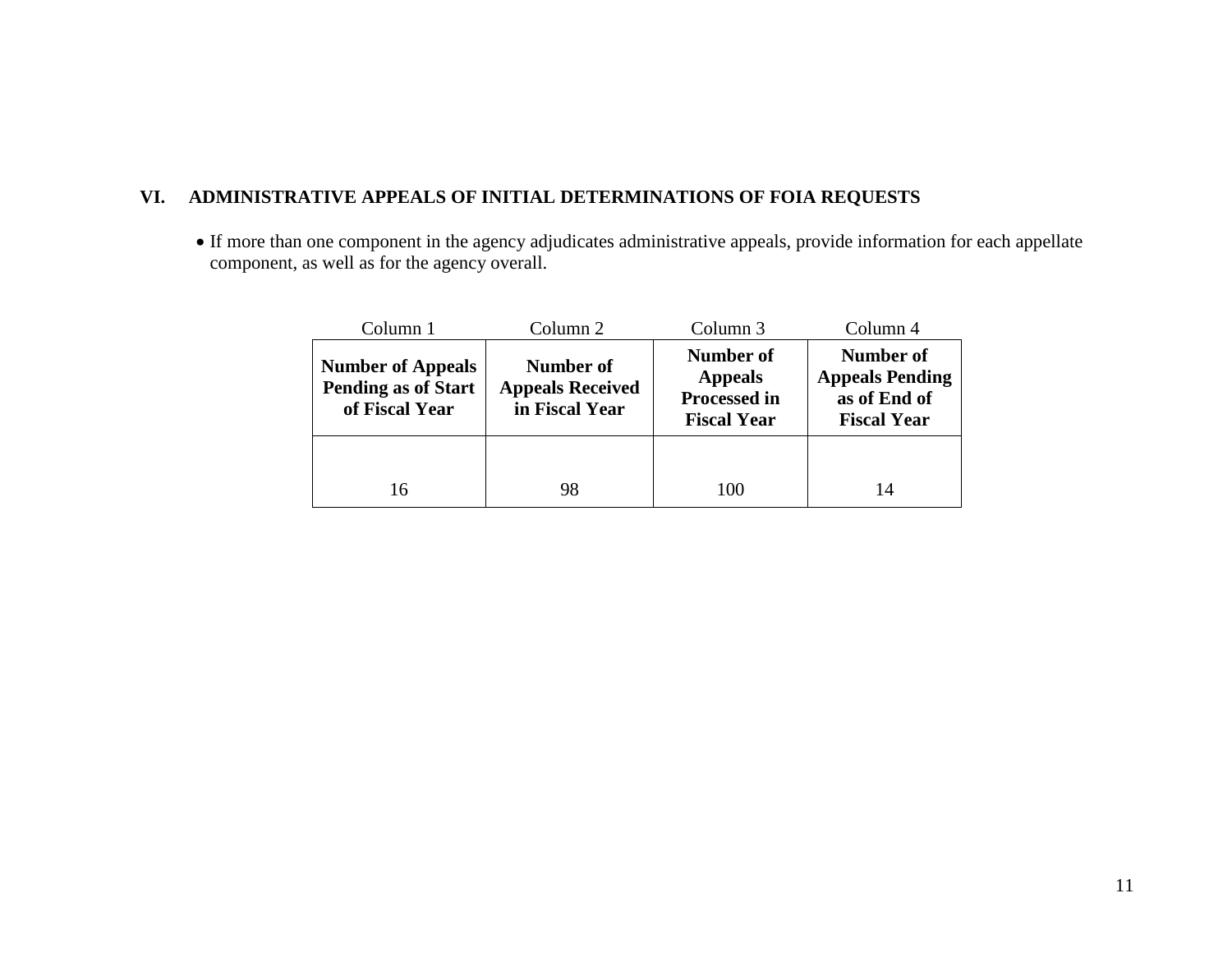## VI. ADMINISTRATIVE APPEALS OF INITIAL DETERMINATIONS OF FOIA REQUESTS

- If more than one component in the agency adjudicates administrative appeals, provide information for each appellate component, as well as for the agency overall.

| Column 1 | Column 2 | Column 3 | Column 4 |
|---|---|---|---|
| **Number of Appeals Pending as of Start of Fiscal Year** | **Number of Appeals Received in Fiscal Year** | **Number of Appeals Processed in Fiscal Year** | **Number of Appeals Pending as of End of Fiscal Year** |
| 16 | 98 | 100 | 14 |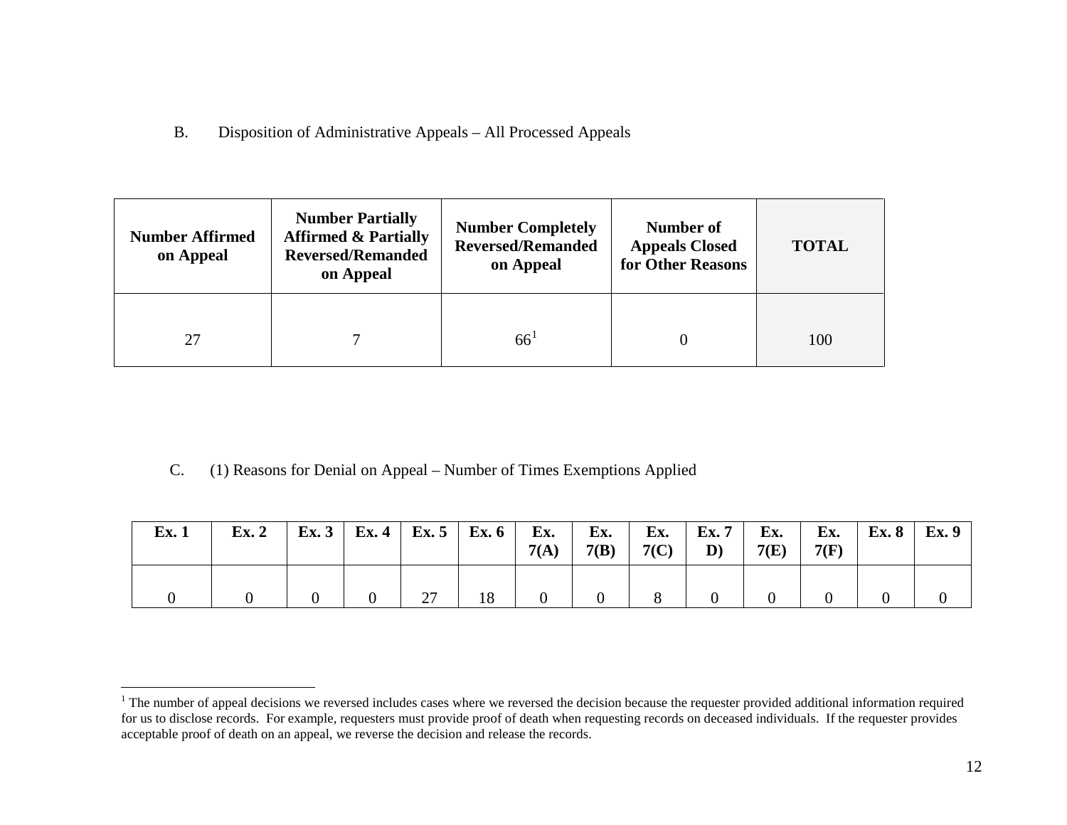B. Disposition of Administrative Appeals – All Processed Appeals

| Number Affirmed on Appeal | Number Partially Affirmed & Partially Reversed/Remanded on Appeal | Number Completely Reversed/Remanded on Appeal | Number of Appeals Closed for Other Reasons | TOTAL |
|---|---|---|---|---|
| 27 | 7 | 66[1] | 0 | 100 |

C. (1) Reasons for Denial on Appeal – Number of Times Exemptions Applied

| Ex. 1 | Ex. 2 | Ex. 3 | Ex. 4 | Ex. 5 | Ex. 6 | Ex. 7(A) | Ex. 7(B) | Ex. 7(C) | Ex. 7 D) | Ex. 7(E) | Ex. 7(F) | Ex. 8 | Ex. 9 |
|---|---|---|---|---|---|---|---|---|---|---|---|---|---|
| 0 | 0 | 0 | 0 | 27 | 18 | 0 | 0 | 8 | 0 | 0 | 0 | 0 | 0 |

[1] The number of appeal decisions we reversed includes cases where we reversed the decision because the requester provided additional information required for us to disclose records. For example, requesters must provide proof of death when requesting records on deceased individuals. If the requester provides acceptable proof of death on an appeal, we reverse the decision and release the records.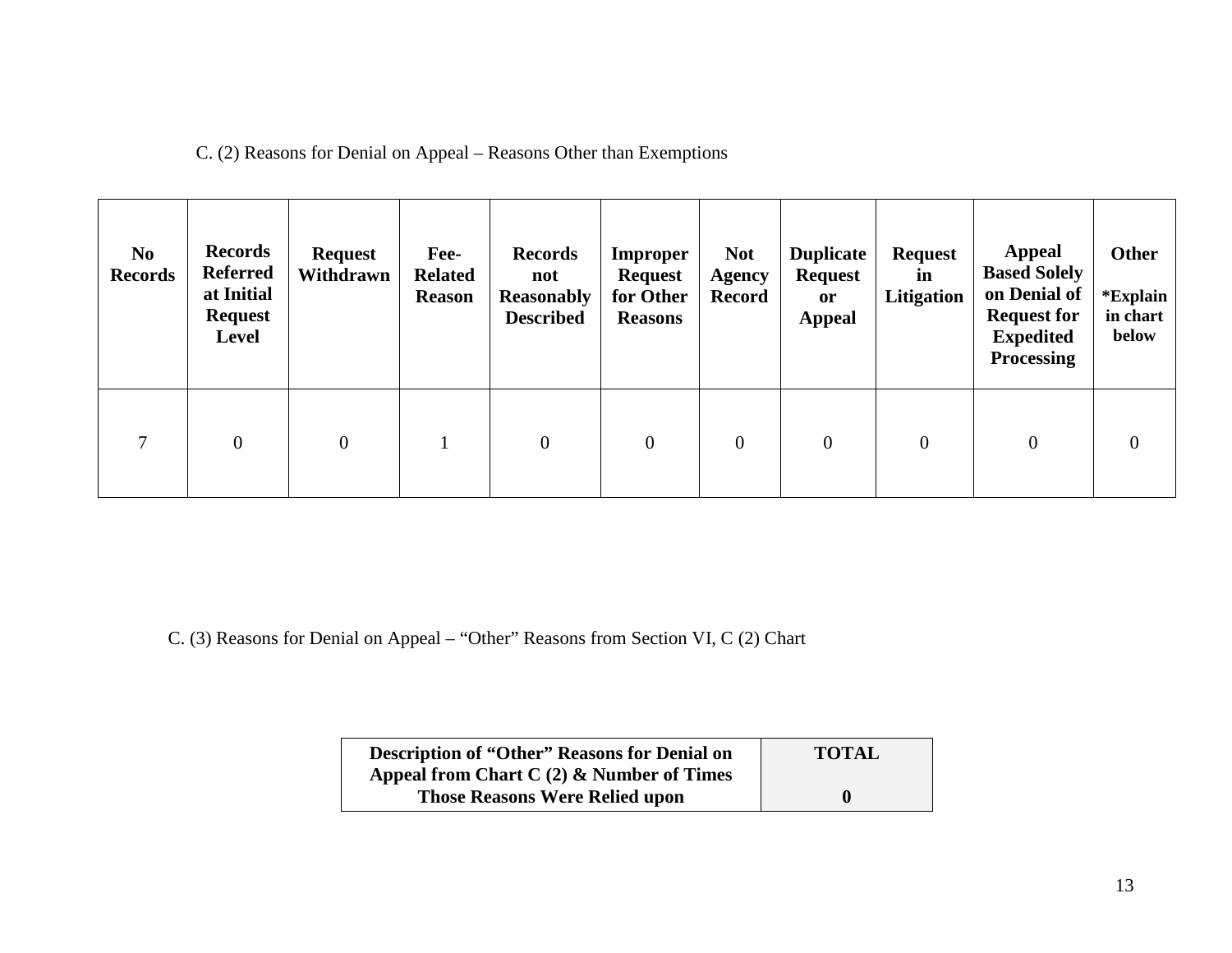C. (2) Reasons for Denial on Appeal – Reasons Other than Exemptions

| No Records | Records Referred at Initial Request Level | Request Withdrawn | Fee-Related Reason | Records not Reasonably Described | Improper Request for Other Reasons | Not Agency Record | Duplicate Request or Appeal | Request in Litigation | Appeal Based Solely on Denial of Request for Expedited Processing | Other *Explain in chart below |
|---|---|---|---|---|---|---|---|---|---|---|
| 7 | 0 | 0 | 1 | 0 | 0 | 0 | 0 | 0 | 0 | 0 |

C. (3) Reasons for Denial on Appeal – "Other" Reasons from Section VI, C (2) Chart

| Description of "Other" Reasons for Denial on Appeal from Chart C (2) & Number of Times Those Reasons Were Relied upon | TOTAL |
|---|---|
| | 0 |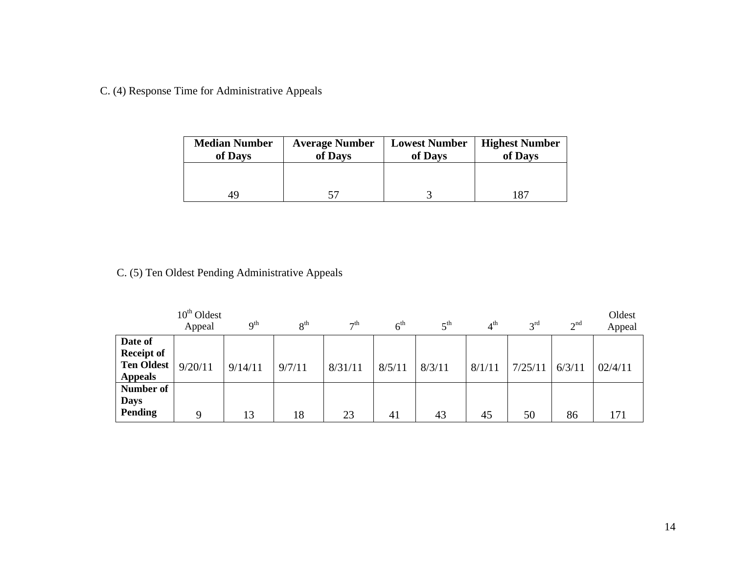C. (4) Response Time for Administrative Appeals

| Median Number of Days | Average Number of Days | Lowest Number of Days | Highest Number of Days |
|---|---|---|---|
| 49 | 57 | 3 | 187 |

C. (5) Ten Oldest Pending Administrative Appeals

| | 10th Oldest Appeal | 9th | 8th | 7th | 6th | 5th | 4th | 3rd | 2nd | Oldest Appeal |
|---|---|---|---|---|---|---|---|---|---|---|
| **Date of Receipt of Ten Oldest Appeals** | 9/20/11 | 9/14/11 | 9/7/11 | 8/31/11 | 8/5/11 | 8/3/11 | 8/1/11 | 7/25/11 | 6/3/11 | 02/4/11 |
| **Number of Days Pending** | 9 | 13 | 18 | 23 | 41 | 43 | 45 | 50 | 86 | 171 |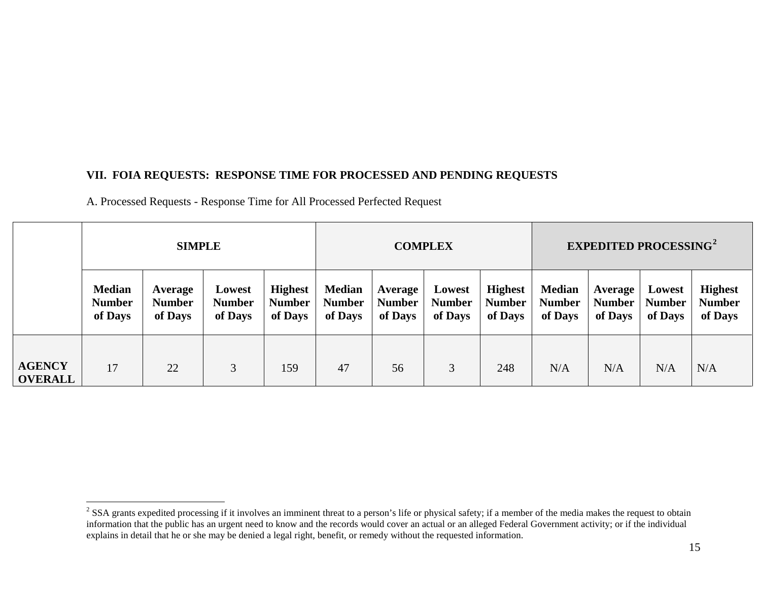## VII. FOIA REQUESTS: RESPONSE TIME FOR PROCESSED AND PENDING REQUESTS

A. Processed Requests - Response Time for All Processed Perfected Request

| | SIMPLE | | | | COMPLEX | | | | EXPEDITED PROCESSING[2] | | | |
|---|---|---|---|---|---|---|---|---|---|---|---|---|
| | **Median Number of Days** | **Average Number of Days** | **Lowest Number of Days** | **Highest Number of Days** | **Median Number of Days** | **Average Number of Days** | **Lowest Number of Days** | **Highest Number of Days** | **Median Number of Days** | **Average Number of Days** | **Lowest Number of Days** | **Highest Number of Days** |
| **AGENCY OVERALL** | 17 | 22 | 3 | 159 | 47 | 56 | 3 | 248 | N/A | N/A | N/A | N/A |

[2] SSA grants expedited processing if it involves an imminent threat to a person's life or physical safety; if a member of the media makes the request to obtain information that the public has an urgent need to know and the records would cover an actual or an alleged Federal Government activity; or if the individual explains in detail that he or she may be denied a legal right, benefit, or remedy without the requested information.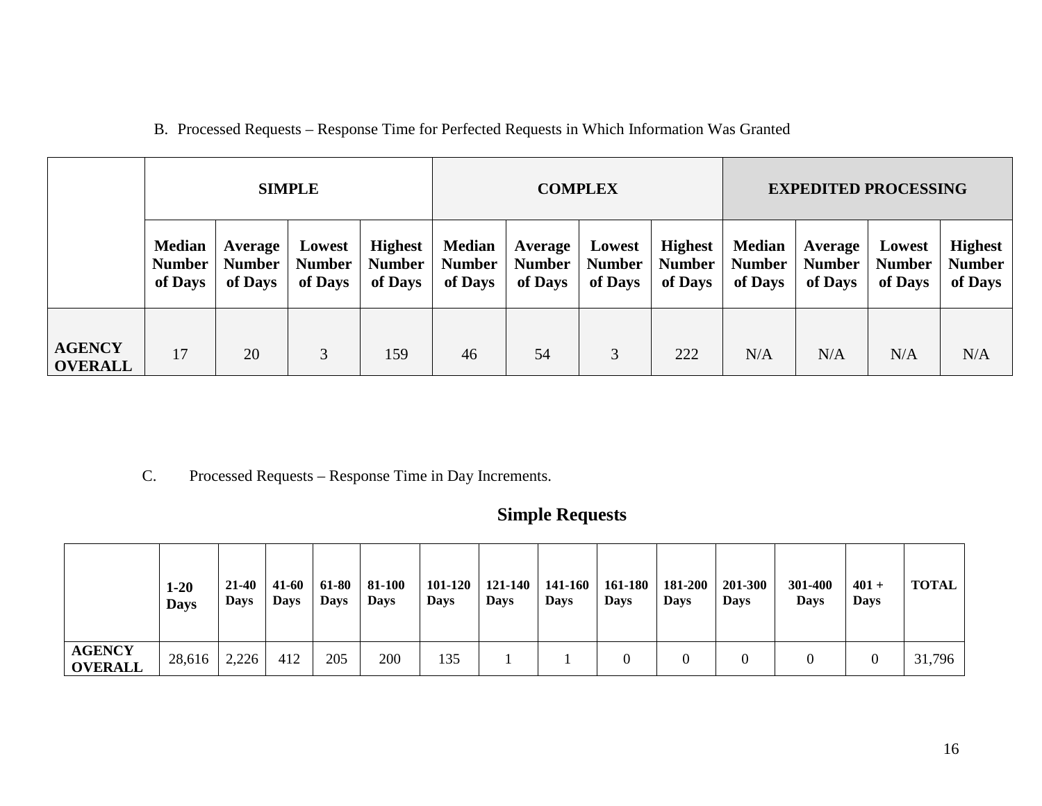B. Processed Requests – Response Time for Perfected Requests in Which Information Was Granted

| | SIMPLE | | | | COMPLEX | | | | EXPEDITED PROCESSING | | | |
|---|---|---|---|---|---|---|---|---|---|---|---|---|
| | Median Number of Days | Average Number of Days | Lowest Number of Days | Highest Number of Days | Median Number of Days | Average Number of Days | Lowest Number of Days | Highest Number of Days | Median Number of Days | Average Number of Days | Lowest Number of Days | Highest Number of Days |
| **AGENCY OVERALL** | 17 | 20 | 3 | 159 | 46 | 54 | 3 | 222 | N/A | N/A | N/A | N/A |

C. Processed Requests – Response Time in Day Increments.

## Simple Requests

| | 1-20 Days | 21-40 Days | 41-60 Days | 61-80 Days | 81-100 Days | 101-120 Days | 121-140 Days | 141-160 Days | 161-180 Days | 181-200 Days | 201-300 Days | 301-400 Days | 401 + Days | TOTAL |
|---|---|---|---|---|---|---|---|---|---|---|---|---|---|---|
| **AGENCY OVERALL** | 28,616 | 2,226 | 412 | 205 | 200 | 135 | 1 | 1 | 0 | 0 | 0 | 0 | 0 | 31,796 |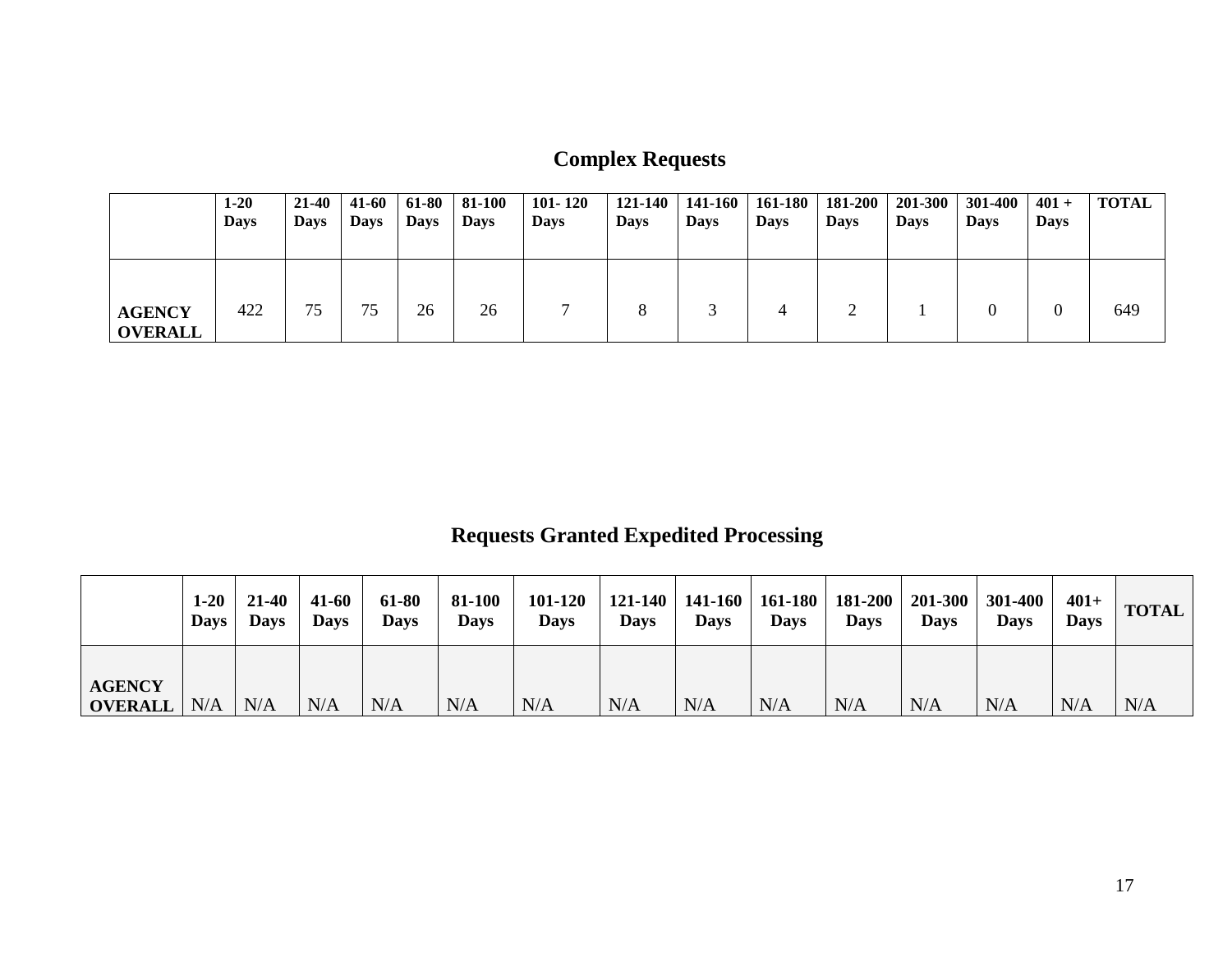## Complex Requests

| | 1-20 Days | 21-40 Days | 41-60 Days | 61-80 Days | 81-100 Days | 101- 120 Days | 121-140 Days | 141-160 Days | 161-180 Days | 181-200 Days | 201-300 Days | 301-400 Days | 401 + Days | TOTAL |
|---|---|---|---|---|---|---|---|---|---|---|---|---|---|---|
| **AGENCY OVERALL** | 422 | 75 | 75 | 26 | 26 | 7 | 8 | 3 | 4 | 2 | 1 | 0 | 0 | 649 |

## Requests Granted Expedited Processing

| | 1-20 Days | 21-40 Days | 41-60 Days | 61-80 Days | 81-100 Days | 101-120 Days | 121-140 Days | 141-160 Days | 161-180 Days | 181-200 Days | 201-300 Days | 301-400 Days | 401+ Days | TOTAL |
|---|---|---|---|---|---|---|---|---|---|---|---|---|---|---|
| **AGENCY OVERALL** | N/A | N/A | N/A | N/A | N/A | N/A | N/A | N/A | N/A | N/A | N/A | N/A | N/A | N/A |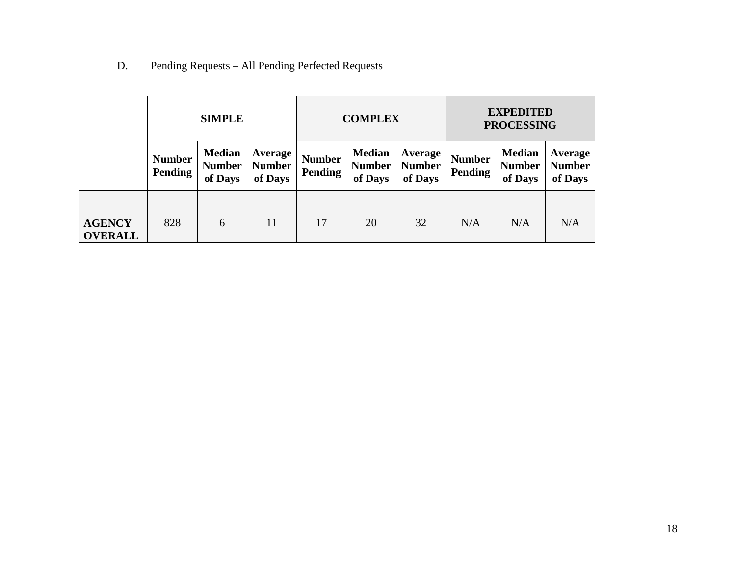D. Pending Requests – All Pending Perfected Requests

| | SIMPLE | | | COMPLEX | | | EXPEDITED PROCESSING | | |
|---|---|---|---|---|---|---|---|---|---|
| | Number Pending | Median Number of Days | Average Number of Days | Number Pending | Median Number of Days | Average Number of Days | Number Pending | Median Number of Days | Average Number of Days |
| **AGENCY OVERALL** | 828 | 6 | 11 | 17 | 20 | 32 | N/A | N/A | N/A |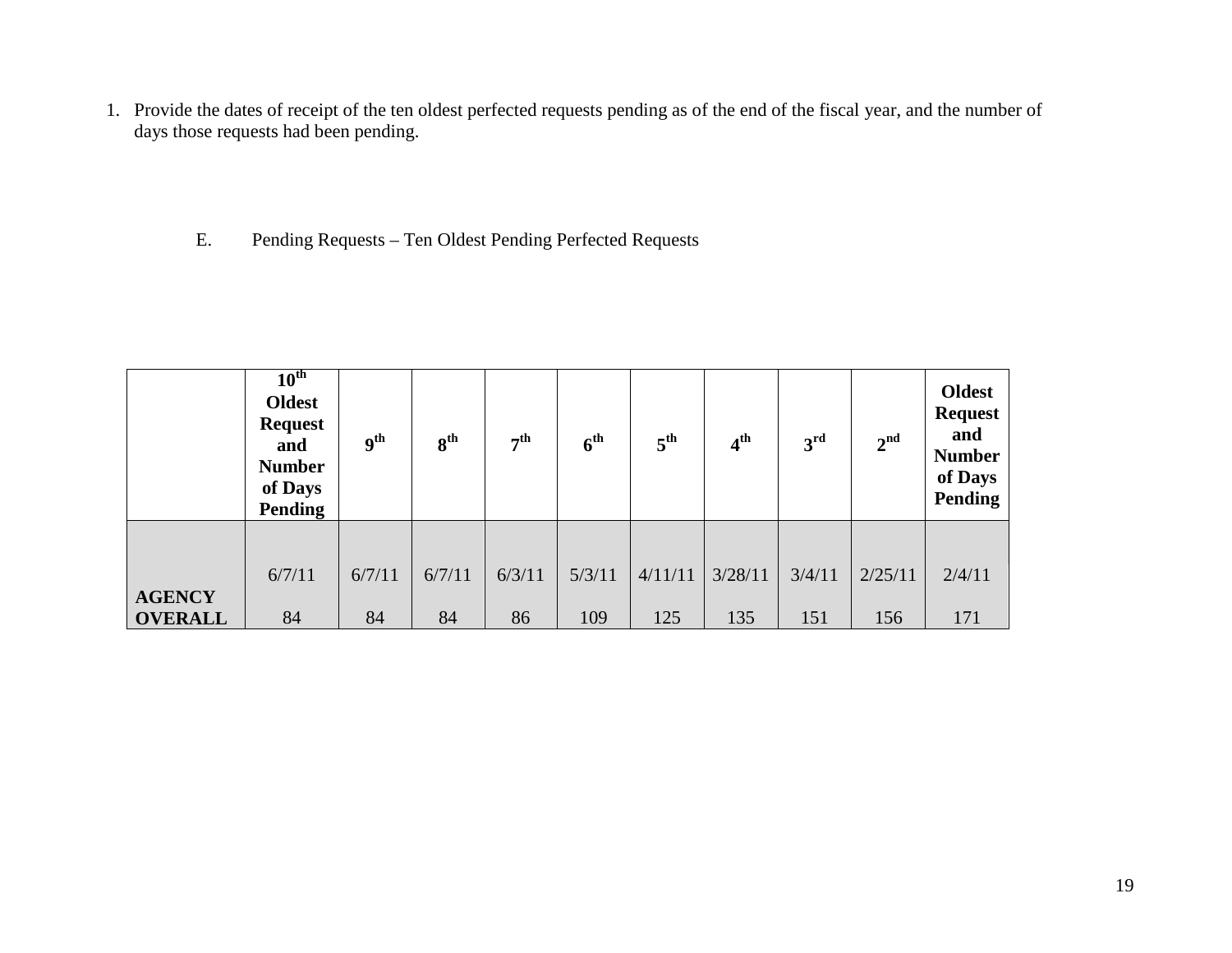1. Provide the dates of receipt of the ten oldest perfected requests pending as of the end of the fiscal year, and the number of days those requests had been pending.

E. Pending Requests – Ten Oldest Pending Perfected Requests

| | 10th Oldest Request and Number of Days Pending | 9th | 8th | 7th | 6th | 5th | 4th | 3rd | 2nd | Oldest Request and Number of Days Pending |
|---|---|---|---|---|---|---|---|---|---|---|
| **AGENCY OVERALL** | 6/7/11<br>84 | 6/7/11<br>84 | 6/7/11<br>84 | 6/3/11<br>86 | 5/3/11<br>109 | 4/11/11<br>125 | 3/28/11<br>135 | 3/4/11<br>151 | 2/25/11<br>156 | 2/4/11<br>171 |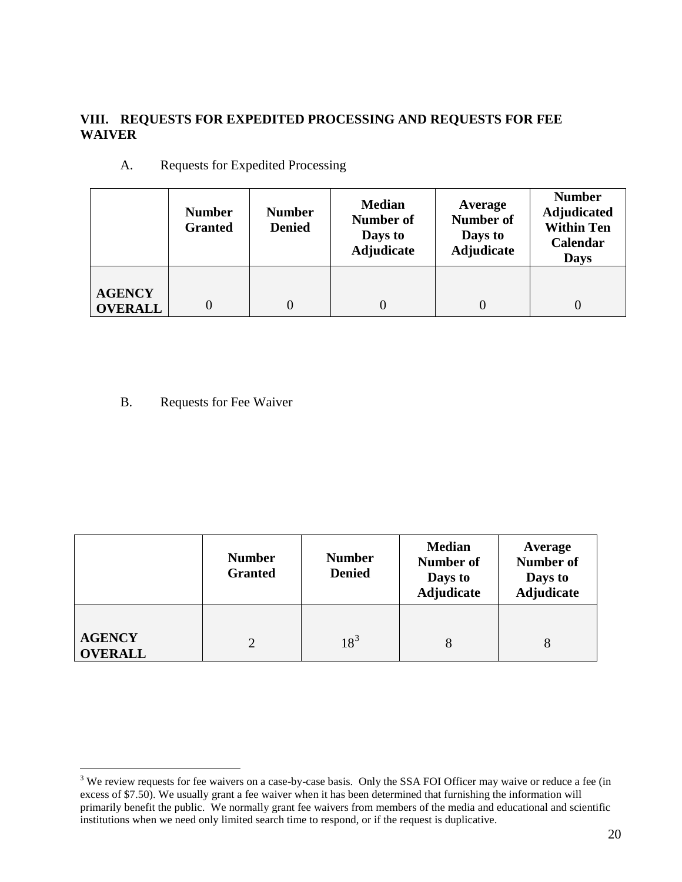## VIII. REQUESTS FOR EXPEDITED PROCESSING AND REQUESTS FOR FEE WAIVER

A. Requests for Expedited Processing

| | Number Granted | Number Denied | Median Number of Days to Adjudicate | Average Number of Days to Adjudicate | Number Adjudicated Within Ten Calendar Days |
|---|---|---|---|---|---|
| **AGENCY OVERALL** | 0 | 0 | 0 | 0 | 0 |

B. Requests for Fee Waiver

| | Number Granted | Number Denied | Median Number of Days to Adjudicate | Average Number of Days to Adjudicate |
|---|---|---|---|---|
| **AGENCY OVERALL** | 2 | 18[3] | 8 | 8 |

[3] We review requests for fee waivers on a case-by-case basis. Only the SSA FOI Officer may waive or reduce a fee (in excess of $7.50). We usually grant a fee waiver when it has been determined that furnishing the information will primarily benefit the public. We normally grant fee waivers from members of the media and educational and scientific institutions when we need only limited search time to respond, or if the request is duplicative.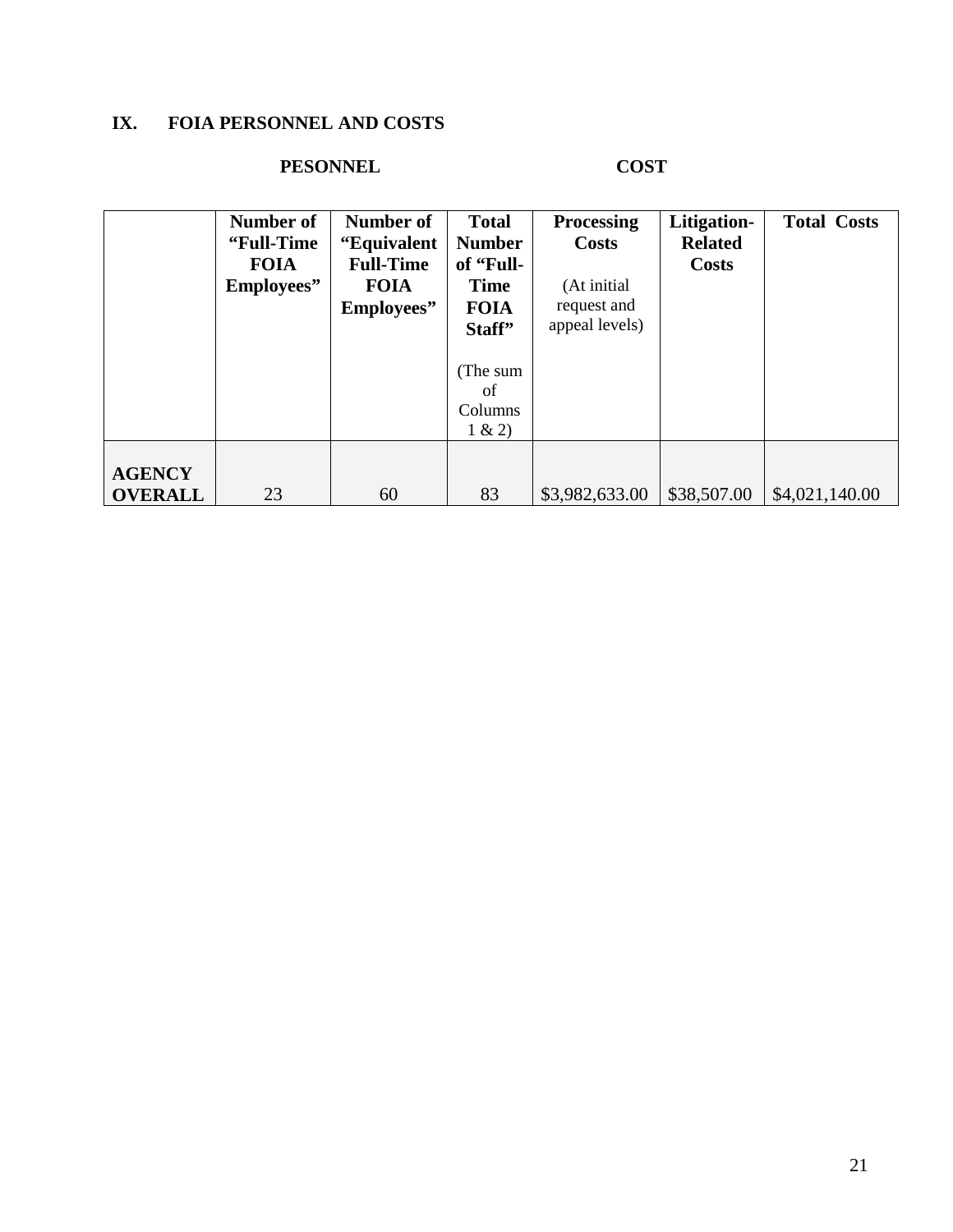## IX. FOIA PERSONNEL AND COSTS

| | PESONNEL | | | COST | | |
|---|---|---|---|---|---|---|
| | **Number of "Full-Time FOIA Employees"** | **Number of "Equivalent Full-Time FOIA Employees"** | **Total Number of "Full-Time FOIA Staff"** (The sum of Columns 1 & 2) | **Processing Costs** (At initial request and appeal levels) | **Litigation-Related Costs** | **Total Costs** |
| **AGENCY OVERALL** | 23 | 60 | 83 | $3,982,633.00 | $38,507.00 | $4,021,140.00 |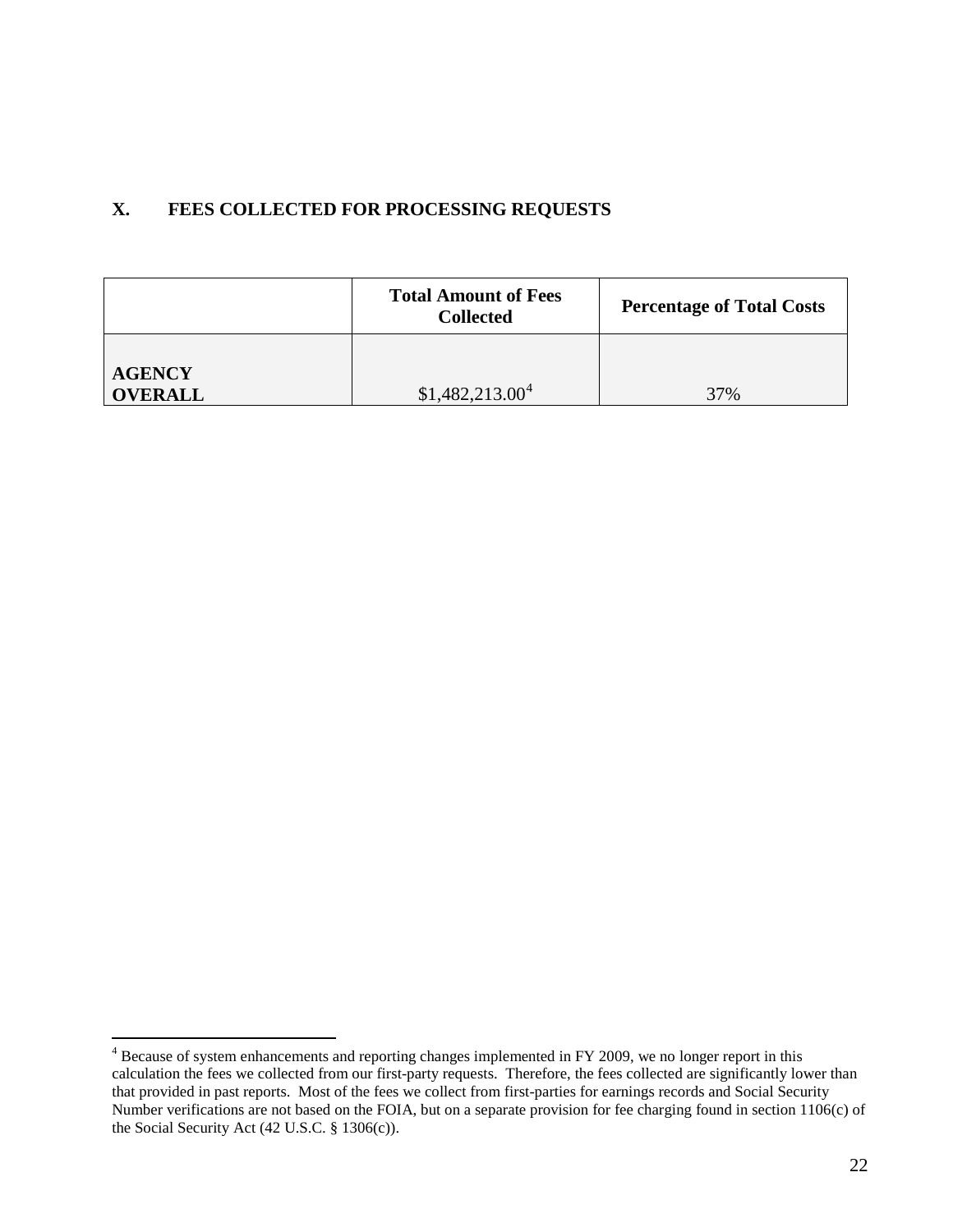## X. FEES COLLECTED FOR PROCESSING REQUESTS

| | Total Amount of Fees Collected | Percentage of Total Costs |
|---|---|---|
| **AGENCY OVERALL** | $1,482,213.00[4] | 37% |

[4] Because of system enhancements and reporting changes implemented in FY 2009, we no longer report in this calculation the fees we collected from our first-party requests. Therefore, the fees collected are significantly lower than that provided in past reports. Most of the fees we collect from first-parties for earnings records and Social Security Number verifications are not based on the FOIA, but on a separate provision for fee charging found in section 1106(c) of the Social Security Act (42 U.S.C. § 1306(c)).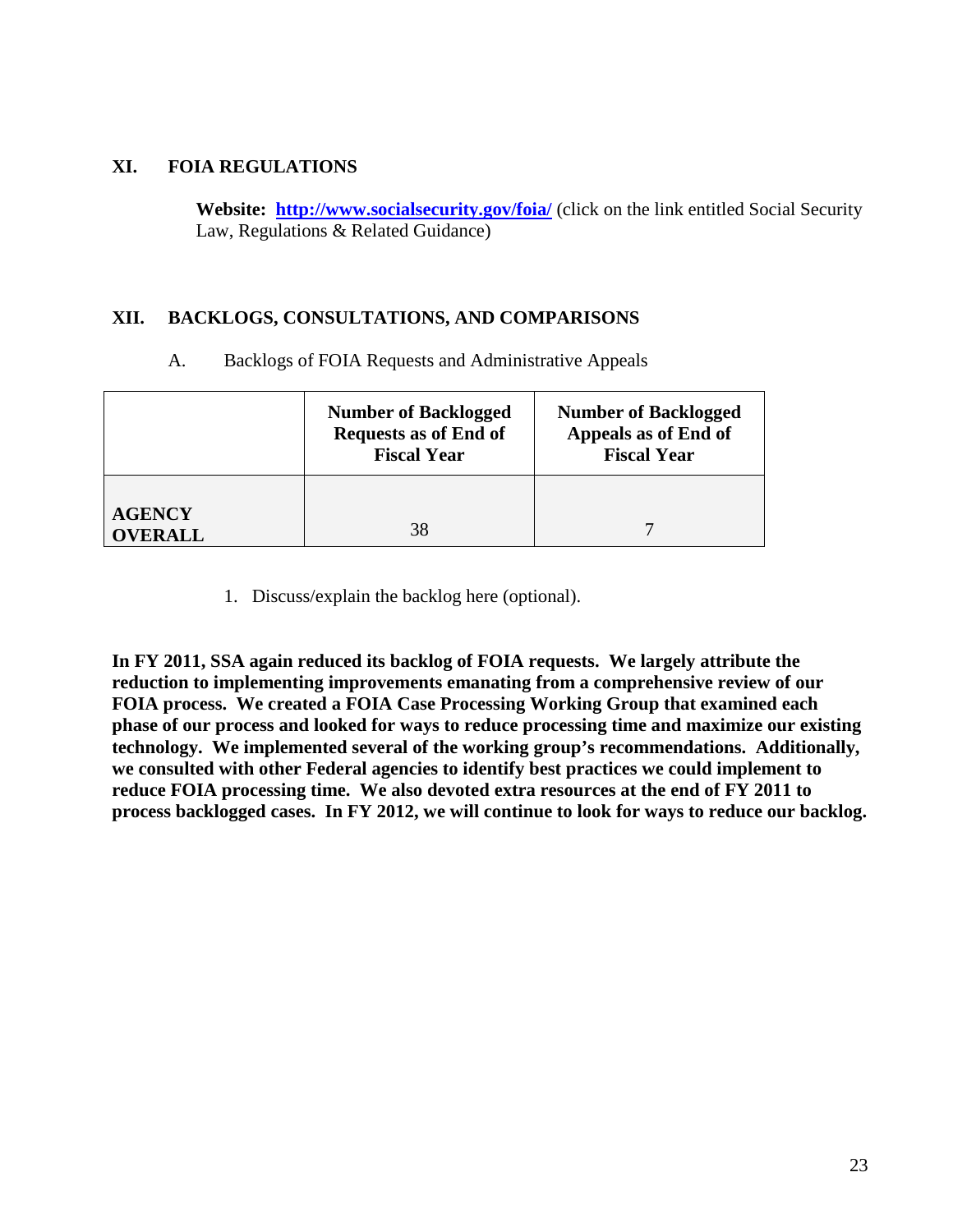## XI. FOIA REGULATIONS

**Website:** **http://www.socialsecurity.gov/foia/** (click on the link entitled Social Security Law, Regulations & Related Guidance)

## XII. BACKLOGS, CONSULTATIONS, AND COMPARISONS

A. Backlogs of FOIA Requests and Administrative Appeals

| | **Number of Backlogged Requests as of End of Fiscal Year** | **Number of Backlogged Appeals as of End of Fiscal Year** |
|---|---|---|
| **AGENCY OVERALL** | 38 | 7 |

1. Discuss/explain the backlog here (optional).

**In FY 2011, SSA again reduced its backlog of FOIA requests. We largely attribute the reduction to implementing improvements emanating from a comprehensive review of our FOIA process. We created a FOIA Case Processing Working Group that examined each phase of our process and looked for ways to reduce processing time and maximize our existing technology. We implemented several of the working group's recommendations. Additionally, we consulted with other Federal agencies to identify best practices we could implement to reduce FOIA processing time. We also devoted extra resources at the end of FY 2011 to process backlogged cases. In FY 2012, we will continue to look for ways to reduce our backlog.**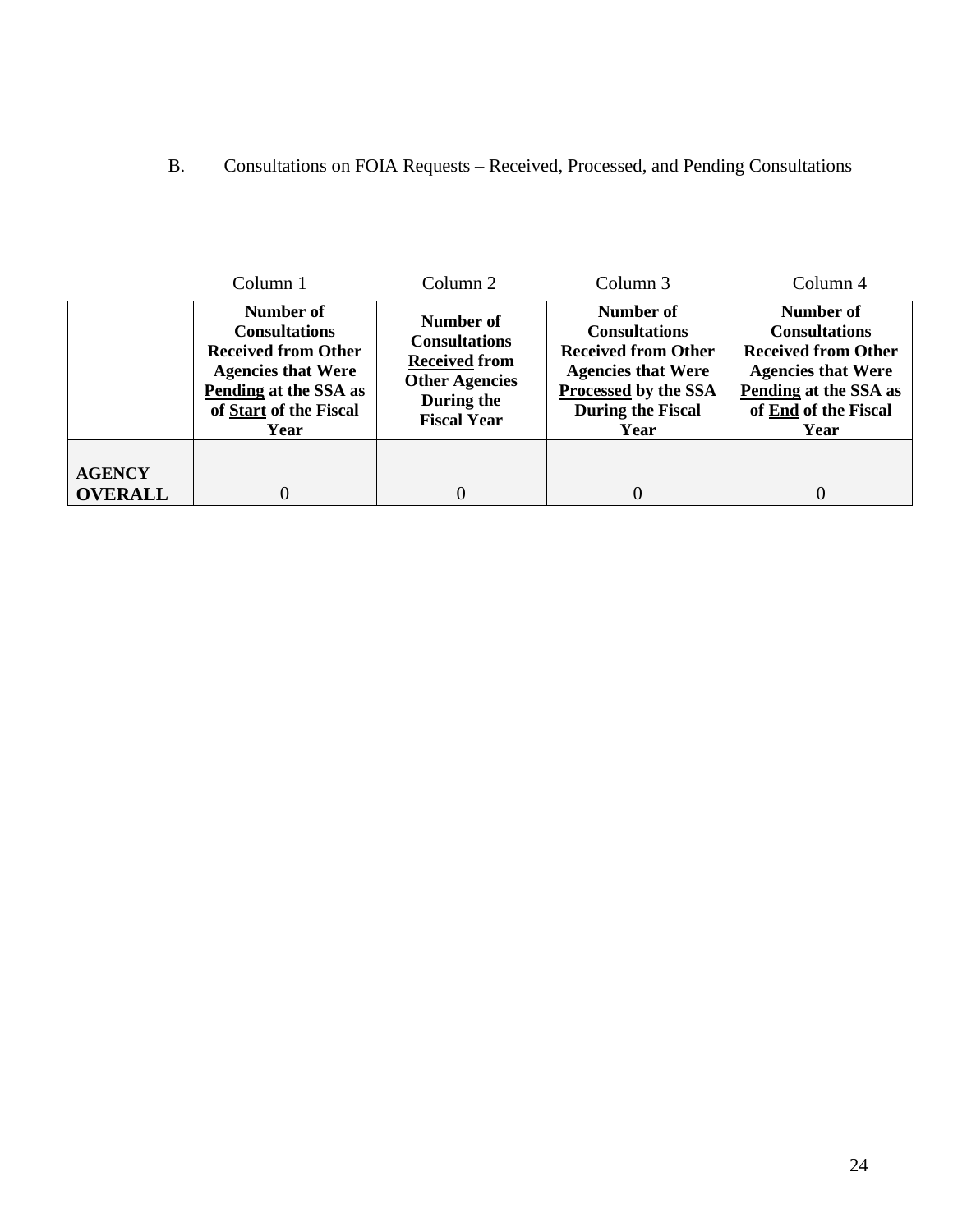B. Consultations on FOIA Requests – Received, Processed, and Pending Consultations

| | Column 1 | Column 2 | Column 3 | Column 4 |
|---|---|---|---|---|
| | **Number of Consultations Received from Other Agencies that Were Pending at the SSA as of Start of the Fiscal Year** | **Number of Consultations Received from Other Agencies During the Fiscal Year** | **Number of Consultations Received from Other Agencies that Were Processed by the SSA During the Fiscal Year** | **Number of Consultations Received from Other Agencies that Were Pending at the SSA as of End of the Fiscal Year** |
| **AGENCY OVERALL** | 0 | 0 | 0 | 0 |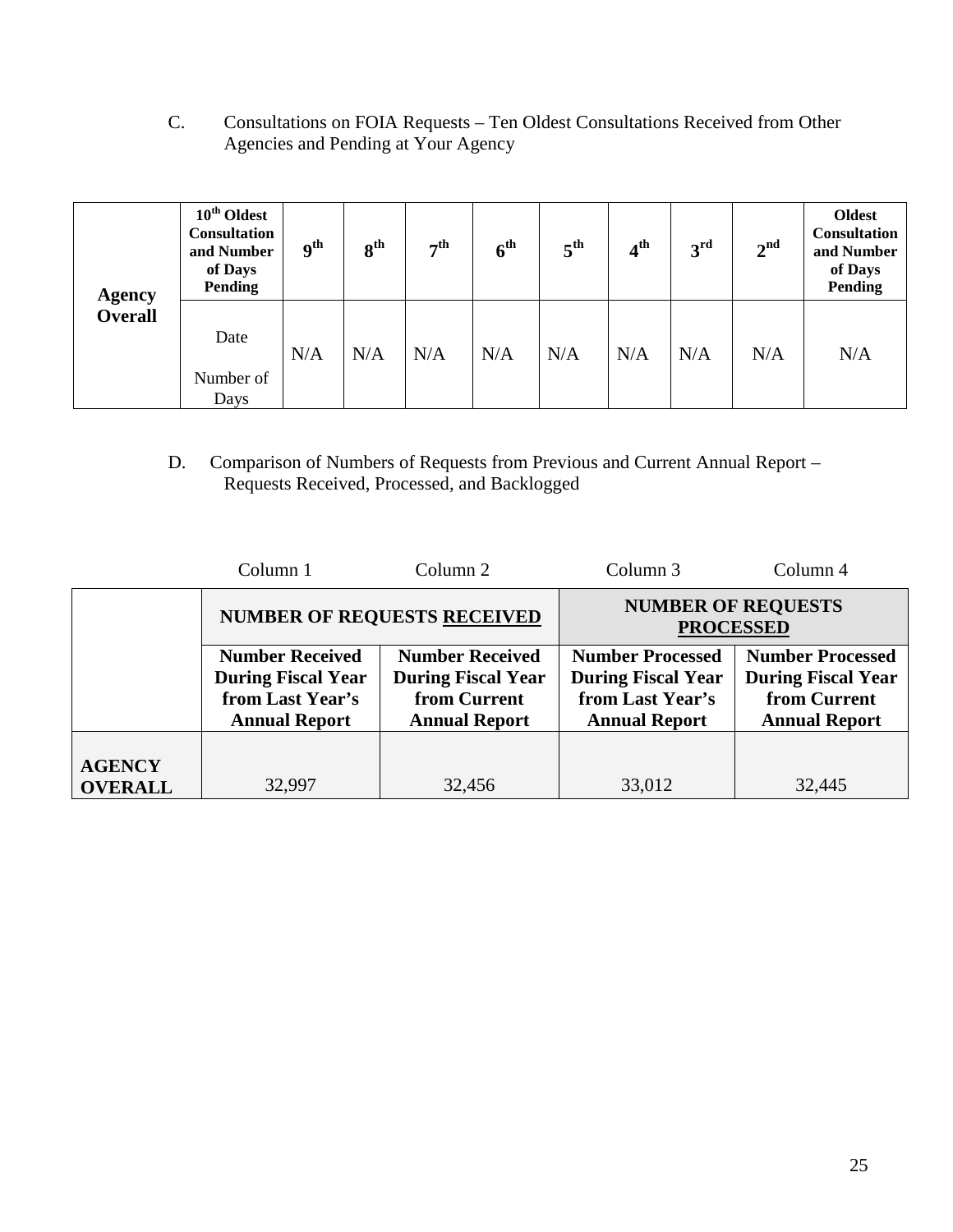C. Consultations on FOIA Requests – Ten Oldest Consultations Received from Other Agencies and Pending at Your Agency

| | | 10th Oldest Consultation and Number of Days Pending | 9th | 8th | 7th | 6th | 5th | 4th | 3rd | 2nd | Oldest Consultation and Number of Days Pending |
|---|---|---|---|---|---|---|---|---|---|---|---|
| **Agency Overall** | Date | N/A | N/A | N/A | N/A | N/A | N/A | N/A | N/A | N/A | N/A |
| | Number of Days | | | | | | | | | | |

D. Comparison of Numbers of Requests from Previous and Current Annual Report – Requests Received, Processed, and Backlogged

| | Column 1 | Column 2 | Column 3 | Column 4 |
|---|---|---|---|---|
| | **NUMBER OF REQUESTS RECEIVED** | | **NUMBER OF REQUESTS PROCESSED** | |
| | **Number Received During Fiscal Year from Last Year's Annual Report** | **Number Received During Fiscal Year from Current Annual Report** | **Number Processed During Fiscal Year from Last Year's Annual Report** | **Number Processed During Fiscal Year from Current Annual Report** |
| **AGENCY OVERALL** | 32,997 | 32,456 | 33,012 | 32,445 |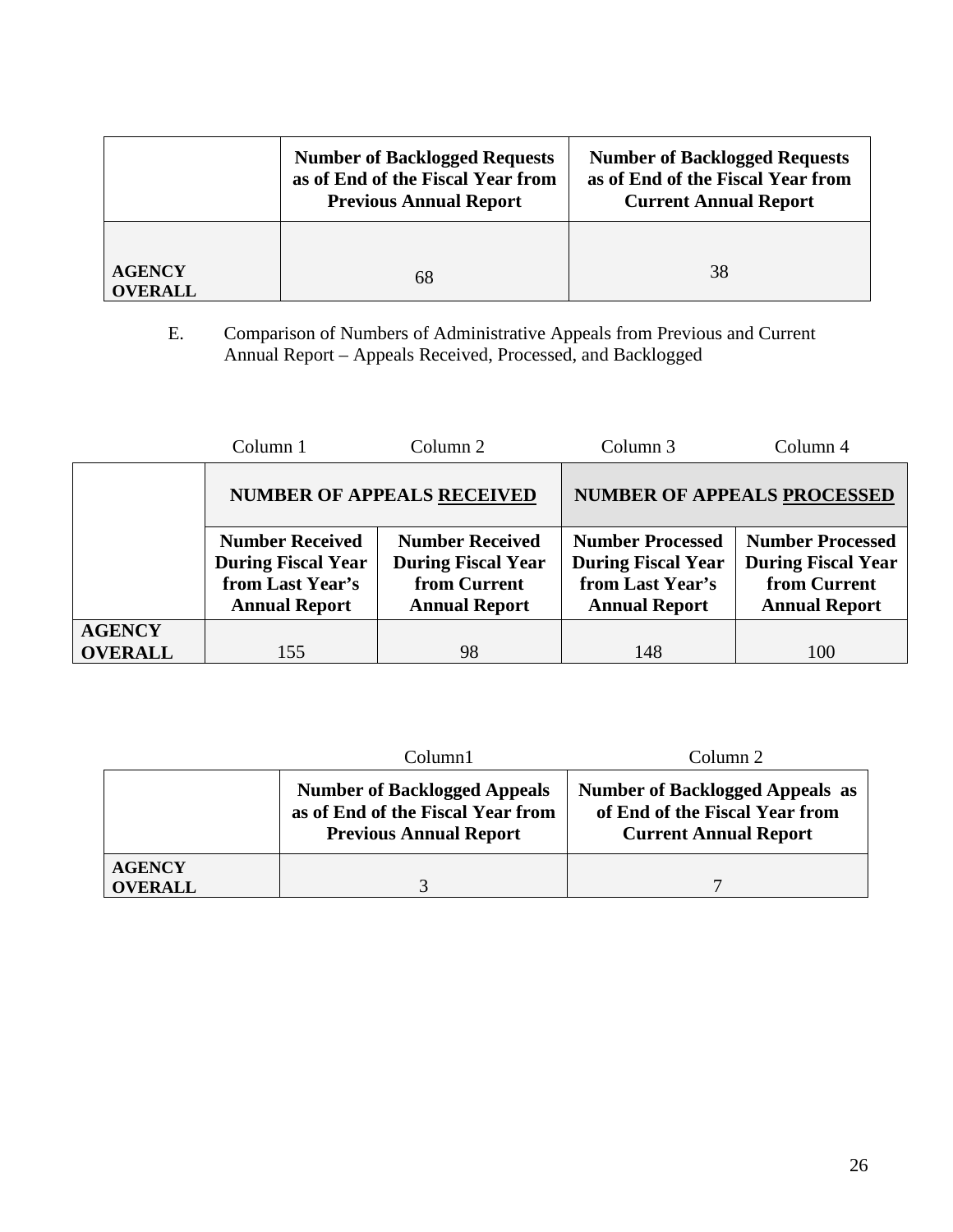| | Number of Backlogged Requests as of End of the Fiscal Year from Previous Annual Report | Number of Backlogged Requests as of End of the Fiscal Year from Current Annual Report |
|---|---|---|
| **AGENCY OVERALL** | 68 | 38 |

E. Comparison of Numbers of Administrative Appeals from Previous and Current Annual Report – Appeals Received, Processed, and Backlogged

| | Column 1 | Column 2 | Column 3 | Column 4 |
|---|---|---|---|---|
| | **NUMBER OF APPEALS RECEIVED** | | **NUMBER OF APPEALS PROCESSED** | |
| | **Number Received During Fiscal Year from Last Year's Annual Report** | **Number Received During Fiscal Year from Current Annual Report** | **Number Processed During Fiscal Year from Last Year's Annual Report** | **Number Processed During Fiscal Year from Current Annual Report** |
| **AGENCY OVERALL** | 155 | 98 | 148 | 100 |

| | Column1 | Column 2 |
|---|---|---|
| | **Number of Backlogged Appeals as of End of the Fiscal Year from Previous Annual Report** | **Number of Backlogged Appeals as of End of the Fiscal Year from Current Annual Report** |
| **AGENCY OVERALL** | 3 | 7 |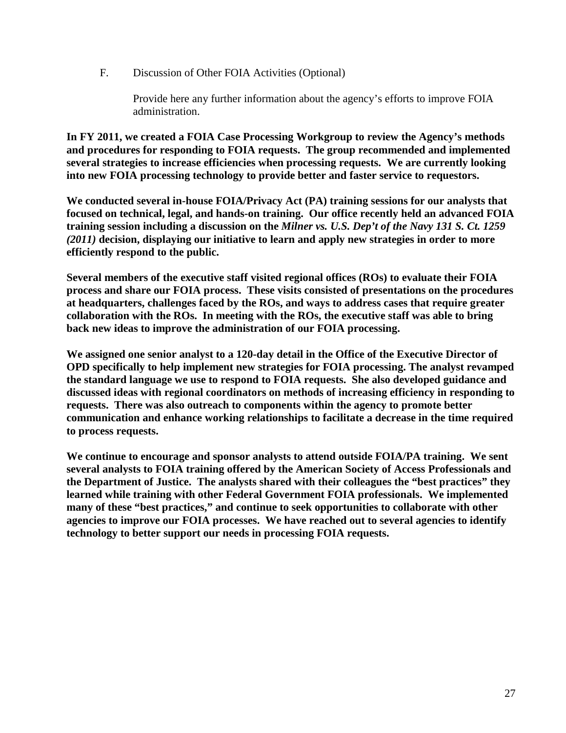F. Discussion of Other FOIA Activities (Optional)

Provide here any further information about the agency's efforts to improve FOIA administration.

**In FY 2011, we created a FOIA Case Processing Workgroup to review the Agency's methods and procedures for responding to FOIA requests. The group recommended and implemented several strategies to increase efficiencies when processing requests. We are currently looking into new FOIA processing technology to provide better and faster service to requestors.**

**We conducted several in-house FOIA/Privacy Act (PA) training sessions for our analysts that focused on technical, legal, and hands-on training. Our office recently held an advanced FOIA training session including a discussion on the *Milner vs. U.S. Dep't of the Navy 131 S. Ct. 1259 (2011)* decision, displaying our initiative to learn and apply new strategies in order to more efficiently respond to the public.**

**Several members of the executive staff visited regional offices (ROs) to evaluate their FOIA process and share our FOIA process. These visits consisted of presentations on the procedures at headquarters, challenges faced by the ROs, and ways to address cases that require greater collaboration with the ROs. In meeting with the ROs, the executive staff was able to bring back new ideas to improve the administration of our FOIA processing.**

**We assigned one senior analyst to a 120-day detail in the Office of the Executive Director of OPD specifically to help implement new strategies for FOIA processing. The analyst revamped the standard language we use to respond to FOIA requests. She also developed guidance and discussed ideas with regional coordinators on methods of increasing efficiency in responding to requests. There was also outreach to components within the agency to promote better communication and enhance working relationships to facilitate a decrease in the time required to process requests.**

**We continue to encourage and sponsor analysts to attend outside FOIA/PA training. We sent several analysts to FOIA training offered by the American Society of Access Professionals and the Department of Justice. The analysts shared with their colleagues the "best practices" they learned while training with other Federal Government FOIA professionals. We implemented many of these "best practices," and continue to seek opportunities to collaborate with other agencies to improve our FOIA processes. We have reached out to several agencies to identify technology to better support our needs in processing FOIA requests.**